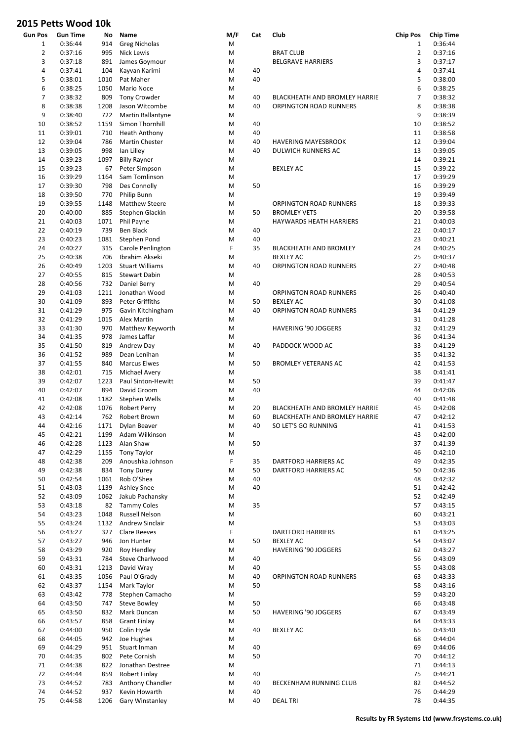# 2015 Petts Wood 10k

| Gun Pos | Gun Time | No | Name | M/F | Cat | Club | Chip Pos | Chip Time |
|---|---|---|---|---|---|---|---|---|
| 1 | 0:36:44 | 914 | Greg Nicholas | M | | | 1 | 0:36:44 |
| 2 | 0:37:16 | 995 | Nick Lewis | M | | BRAT CLUB | 2 | 0:37:16 |
| 3 | 0:37:18 | 891 | James Goymour | M | | BELGRAVE HARRIERS | 3 | 0:37:17 |
| 4 | 0:37:41 | 104 | Kayvan Karimi | M | 40 | | 4 | 0:37:41 |
| 5 | 0:38:01 | 1010 | Pat Maher | M | 40 | | 5 | 0:38:00 |
| 6 | 0:38:25 | 1050 | Mario Noce | M | | | 6 | 0:38:25 |
| 7 | 0:38:32 | 809 | Tony Crowder | M | 40 | BLACKHEATH AND BROMLEY HARRIE | 7 | 0:38:32 |
| 8 | 0:38:38 | 1208 | Jason Witcombe | M | 40 | ORPINGTON ROAD RUNNERS | 8 | 0:38:38 |
| 9 | 0:38:40 | 722 | Martin Ballantyne | M | | | 9 | 0:38:39 |
| 10 | 0:38:52 | 1159 | Simon Thornhill | M | 40 | | 10 | 0:38:52 |
| 11 | 0:39:01 | 710 | Heath Anthony | M | 40 | | 11 | 0:38:58 |
| 12 | 0:39:04 | 786 | Martin Chester | M | 40 | HAVERING MAYESBROOK | 12 | 0:39:04 |
| 13 | 0:39:05 | 998 | Ian Lilley | M | 40 | DULWICH RUNNERS AC | 13 | 0:39:05 |
| 14 | 0:39:23 | 1097 | Billy Rayner | M | | | 14 | 0:39:21 |
| 15 | 0:39:23 | 67 | Peter Simpson | M | | BEXLEY AC | 15 | 0:39:22 |
| 16 | 0:39:29 | 1164 | Sam Tomlinson | M | | | 17 | 0:39:29 |
| 17 | 0:39:30 | 798 | Des Connolly | M | 50 | | 16 | 0:39:29 |
| 18 | 0:39:50 | 770 | Philip Bunn | M | | | 19 | 0:39:49 |
| 19 | 0:39:55 | 1148 | Matthew Steere | M | | ORPINGTON ROAD RUNNERS | 18 | 0:39:33 |
| 20 | 0:40:00 | 885 | Stephen Glackin | M | 50 | BROMLEY VETS | 20 | 0:39:58 |
| 21 | 0:40:03 | 1071 | Phil Payne | M | | HAYWARDS HEATH HARRIERS | 21 | 0:40:03 |
| 22 | 0:40:19 | 739 | Ben Black | M | 40 | | 22 | 0:40:17 |
| 23 | 0:40:23 | 1081 | Stephen Pond | M | 40 | | 23 | 0:40:21 |
| 24 | 0:40:27 | 315 | Carole Penlington | F | 35 | BLACKHEATH AND BROMLEY | 24 | 0:40:25 |
| 25 | 0:40:38 | 706 | Ibrahim Akseki | M | | BEXLEY AC | 25 | 0:40:37 |
| 26 | 0:40:49 | 1203 | Stuart Williams | M | 40 | ORPINGTON ROAD RUNNERS | 27 | 0:40:48 |
| 27 | 0:40:55 | 815 | Stewart Dabin | M | | | 28 | 0:40:53 |
| 28 | 0:40:56 | 732 | Daniel Berry | M | 40 | | 29 | 0:40:54 |
| 29 | 0:41:03 | 1211 | Jonathan Wood | M | | ORPINGTON ROAD RUNNERS | 26 | 0:40:40 |
| 30 | 0:41:09 | 893 | Peter Griffiths | M | 50 | BEXLEY AC | 30 | 0:41:08 |
| 31 | 0:41:29 | 975 | Gavin Kitchingham | M | 40 | ORPINGTON ROAD RUNNERS | 34 | 0:41:29 |
| 32 | 0:41:29 | 1015 | Alex Martin | M | | | 31 | 0:41:28 |
| 33 | 0:41:30 | 970 | Matthew Keyworth | M | | HAVERING '90 JOGGERS | 32 | 0:41:29 |
| 34 | 0:41:35 | 978 | James Laffar | M | | | 36 | 0:41:34 |
| 35 | 0:41:50 | 819 | Andrew Day | M | 40 | PADDOCK WOOD AC | 33 | 0:41:29 |
| 36 | 0:41:52 | 989 | Dean Lenihan | M | | | 35 | 0:41:32 |
| 37 | 0:41:55 | 840 | Marcus Elwes | M | 50 | BROMLEY VETERANS AC | 42 | 0:41:53 |
| 38 | 0:42:01 | 715 | Michael Avery | M | | | 38 | 0:41:41 |
| 39 | 0:42:07 | 1223 | Paul Sinton-Hewitt | M | 50 | | 39 | 0:41:47 |
| 40 | 0:42:07 | 894 | David Groom | M | 40 | | 44 | 0:42:06 |
| 41 | 0:42:08 | 1182 | Stephen Wells | M | | | 40 | 0:41:48 |
| 42 | 0:42:08 | 1076 | Robert Perry | M | 20 | BLACKHEATH AND BROMLEY HARRIE | 45 | 0:42:08 |
| 43 | 0:42:14 | 762 | Robert Brown | M | 60 | BLACKHEATH AND BROMLEY HARRIE | 47 | 0:42:12 |
| 44 | 0:42:16 | 1171 | Dylan Beaver | M | 40 | SO LET'S GO RUNNING | 41 | 0:41:53 |
| 45 | 0:42:21 | 1199 | Adam Wilkinson | M | | | 43 | 0:42:00 |
| 46 | 0:42:28 | 1123 | Alan Shaw | M | 50 | | 37 | 0:41:39 |
| 47 | 0:42:29 | 1155 | Tony Taylor | M | | | 46 | 0:42:10 |
| 48 | 0:42:38 | 209 | Anoushka Johnson | F | 35 | DARTFORD HARRIERS AC | 49 | 0:42:35 |
| 49 | 0:42:38 | 834 | Tony Durey | M | 50 | DARTFORD HARRIERS AC | 50 | 0:42:36 |
| 50 | 0:42:54 | 1061 | Rob O'Shea | M | 40 | | 48 | 0:42:32 |
| 51 | 0:43:03 | 1139 | Ashley Snee | M | 40 | | 51 | 0:42:42 |
| 52 | 0:43:09 | 1062 | Jakub Pachansky | M | | | 52 | 0:42:49 |
| 53 | 0:43:18 | 82 | Tammy Coles | M | 35 | | 57 | 0:43:15 |
| 54 | 0:43:23 | 1048 | Russell Nelson | M | | | 60 | 0:43:21 |
| 55 | 0:43:24 | 1132 | Andrew Sinclair | M | | | 53 | 0:43:03 |
| 56 | 0:43:27 | 327 | Clare Reeves | F | | DARTFORD HARRIERS | 61 | 0:43:25 |
| 57 | 0:43:27 | 946 | Jon Hunter | M | 50 | BEXLEY AC | 54 | 0:43:07 |
| 58 | 0:43:29 | 920 | Roy Hendley | M | | HAVERING '90 JOGGERS | 62 | 0:43:27 |
| 59 | 0:43:31 | 784 | Steve Charlwood | M | 40 | | 56 | 0:43:09 |
| 60 | 0:43:31 | 1213 | David Wray | M | 40 | | 55 | 0:43:08 |
| 61 | 0:43:35 | 1056 | Paul O'Grady | M | 40 | ORPINGTON ROAD RUNNERS | 63 | 0:43:33 |
| 62 | 0:43:37 | 1154 | Mark Taylor | M | 50 | | 58 | 0:43:16 |
| 63 | 0:43:42 | 778 | Stephen Camacho | M | | | 59 | 0:43:20 |
| 64 | 0:43:50 | 747 | Steve Bowley | M | 50 | | 66 | 0:43:48 |
| 65 | 0:43:50 | 832 | Mark Duncan | M | 50 | HAVERING '90 JOGGERS | 67 | 0:43:49 |
| 66 | 0:43:57 | 858 | Grant Finlay | M | | | 64 | 0:43:33 |
| 67 | 0:44:00 | 950 | Colin Hyde | M | 40 | BEXLEY AC | 65 | 0:43:40 |
| 68 | 0:44:05 | 942 | Joe Hughes | M | | | 68 | 0:44:04 |
| 69 | 0:44:29 | 951 | Stuart Inman | M | 40 | | 69 | 0:44:06 |
| 70 | 0:44:35 | 802 | Pete Cornish | M | 50 | | 70 | 0:44:12 |
| 71 | 0:44:38 | 822 | Jonathan Destree | M | | | 71 | 0:44:13 |
| 72 | 0:44:44 | 859 | Robert Finlay | M | 40 | | 75 | 0:44:21 |
| 73 | 0:44:52 | 783 | Anthony Chandler | M | 40 | BECKENHAM RUNNING CLUB | 82 | 0:44:52 |
| 74 | 0:44:52 | 937 | Kevin Howarth | M | 40 | | 76 | 0:44:29 |
| 75 | 0:44:58 | 1206 | Gary Winstanley | M | 40 | DEAL TRI | 78 | 0:44:35 |

**Results by FR Systems Ltd (www.frsystems.co.uk)**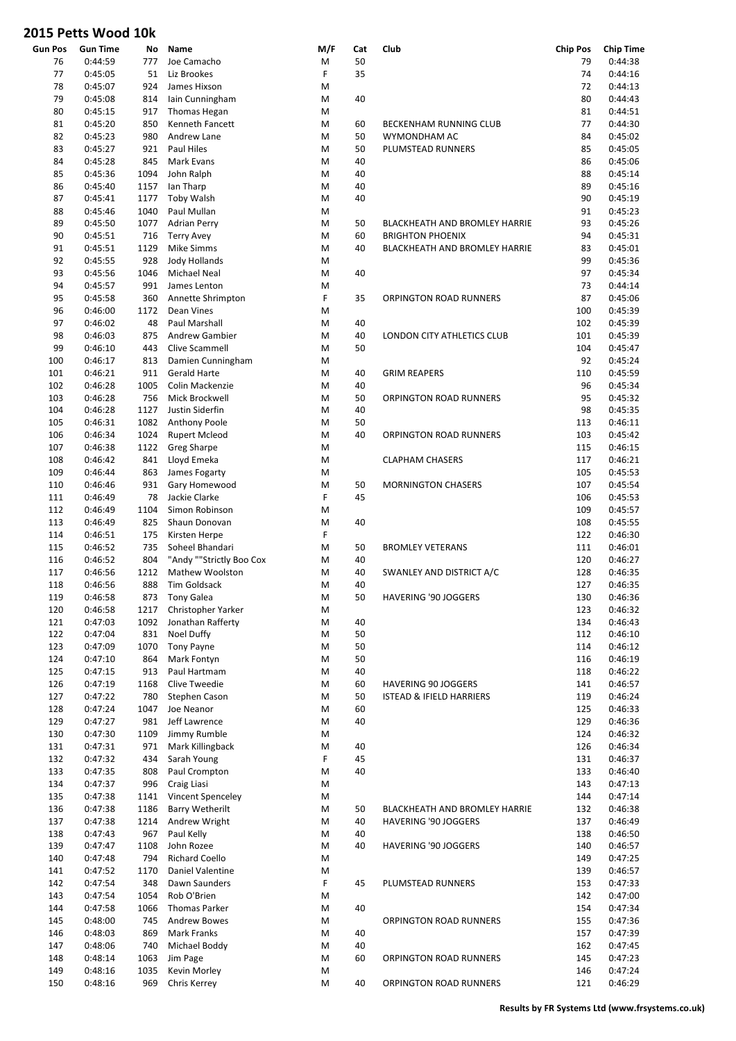# 2015 Petts Wood 10k

| Gun Pos | Gun Time | No | Name | M/F | Cat | Club | Chip Pos | Chip Time |
|---|---|---|---|---|---|---|---|---|
| 76 | 0:44:59 | 777 | Joe Camacho | M | 50 | | 79 | 0:44:38 |
| 77 | 0:45:05 | 51 | Liz Brookes | F | 35 | | 74 | 0:44:16 |
| 78 | 0:45:07 | 924 | James Hixson | M | | | 72 | 0:44:13 |
| 79 | 0:45:08 | 814 | Iain Cunningham | M | 40 | | 80 | 0:44:43 |
| 80 | 0:45:15 | 917 | Thomas Hegan | M | | | 81 | 0:44:51 |
| 81 | 0:45:20 | 850 | Kenneth Fancett | M | 60 | BECKENHAM RUNNING CLUB | 77 | 0:44:30 |
| 82 | 0:45:23 | 980 | Andrew Lane | M | 50 | WYMONDHAM AC | 84 | 0:45:02 |
| 83 | 0:45:27 | 921 | Paul Hiles | M | 50 | PLUMSTEAD RUNNERS | 85 | 0:45:05 |
| 84 | 0:45:28 | 845 | Mark Evans | M | 40 | | 86 | 0:45:06 |
| 85 | 0:45:36 | 1094 | John Ralph | M | 40 | | 88 | 0:45:14 |
| 86 | 0:45:40 | 1157 | Ian Tharp | M | 40 | | 89 | 0:45:16 |
| 87 | 0:45:41 | 1177 | Toby Walsh | M | 40 | | 90 | 0:45:19 |
| 88 | 0:45:46 | 1040 | Paul Mullan | M | | | 91 | 0:45:23 |
| 89 | 0:45:50 | 1077 | Adrian Perry | M | 50 | BLACKHEATH AND BROMLEY HARRIE | 93 | 0:45:26 |
| 90 | 0:45:51 | 716 | Terry Avey | M | 60 | BRIGHTON PHOENIX | 94 | 0:45:31 |
| 91 | 0:45:51 | 1129 | Mike Simms | M | 40 | BLACKHEATH AND BROMLEY HARRIE | 83 | 0:45:01 |
| 92 | 0:45:55 | 928 | Jody Hollands | M | | | 99 | 0:45:36 |
| 93 | 0:45:56 | 1046 | Michael Neal | M | 40 | | 97 | 0:45:34 |
| 94 | 0:45:57 | 991 | James Lenton | M | | | 73 | 0:44:14 |
| 95 | 0:45:58 | 360 | Annette Shrimpton | F | 35 | ORPINGTON ROAD RUNNERS | 87 | 0:45:06 |
| 96 | 0:46:00 | 1172 | Dean Vines | M | | | 100 | 0:45:39 |
| 97 | 0:46:02 | 48 | Paul Marshall | M | 40 | | 102 | 0:45:39 |
| 98 | 0:46:03 | 875 | Andrew Gambier | M | 40 | LONDON CITY ATHLETICS CLUB | 101 | 0:45:39 |
| 99 | 0:46:10 | 443 | Clive Scammell | M | 50 | | 104 | 0:45:47 |
| 100 | 0:46:17 | 813 | Damien Cunningham | M | | | 92 | 0:45:24 |
| 101 | 0:46:21 | 911 | Gerald Harte | M | 40 | GRIM REAPERS | 110 | 0:45:59 |
| 102 | 0:46:28 | 1005 | Colin Mackenzie | M | 40 | | 96 | 0:45:34 |
| 103 | 0:46:28 | 756 | Mick Brockwell | M | 50 | ORPINGTON ROAD RUNNERS | 95 | 0:45:32 |
| 104 | 0:46:28 | 1127 | Justin Siderfin | M | 40 | | 98 | 0:45:35 |
| 105 | 0:46:31 | 1082 | Anthony Poole | M | 50 | | 113 | 0:46:11 |
| 106 | 0:46:34 | 1024 | Rupert Mcleod | M | 40 | ORPINGTON ROAD RUNNERS | 103 | 0:45:42 |
| 107 | 0:46:38 | 1122 | Greg Sharpe | M | | | 115 | 0:46:15 |
| 108 | 0:46:42 | 841 | Lloyd Emeka | M | | CLAPHAM CHASERS | 117 | 0:46:21 |
| 109 | 0:46:44 | 863 | James Fogarty | M | | | 105 | 0:45:53 |
| 110 | 0:46:46 | 931 | Gary Homewood | M | 50 | MORNINGTON CHASERS | 107 | 0:45:54 |
| 111 | 0:46:49 | 78 | Jackie Clarke | F | 45 | | 106 | 0:45:53 |
| 112 | 0:46:49 | 1104 | Simon Robinson | M | | | 109 | 0:45:57 |
| 113 | 0:46:49 | 825 | Shaun Donovan | M | 40 | | 108 | 0:45:55 |
| 114 | 0:46:51 | 175 | Kirsten Herpe | F | | | 122 | 0:46:30 |
| 115 | 0:46:52 | 735 | Soheel Bhandari | M | 50 | BROMLEY VETERANS | 111 | 0:46:01 |
| 116 | 0:46:52 | 804 | "Andy ""Strictly Boo Cox | M | 40 | | 120 | 0:46:27 |
| 117 | 0:46:56 | 1212 | Mathew Woolston | M | 40 | SWANLEY AND DISTRICT A/C | 128 | 0:46:35 |
| 118 | 0:46:56 | 888 | Tim Goldsack | M | 40 | | 127 | 0:46:35 |
| 119 | 0:46:58 | 873 | Tony Galea | M | 50 | HAVERING '90 JOGGERS | 130 | 0:46:36 |
| 120 | 0:46:58 | 1217 | Christopher Yarker | M | | | 123 | 0:46:32 |
| 121 | 0:47:03 | 1092 | Jonathan Rafferty | M | 40 | | 134 | 0:46:43 |
| 122 | 0:47:04 | 831 | Noel Duffy | M | 50 | | 112 | 0:46:10 |
| 123 | 0:47:09 | 1070 | Tony Payne | M | 50 | | 114 | 0:46:12 |
| 124 | 0:47:10 | 864 | Mark Fontyn | M | 50 | | 116 | 0:46:19 |
| 125 | 0:47:15 | 913 | Paul Hartmam | M | 40 | | 118 | 0:46:22 |
| 126 | 0:47:19 | 1168 | Clive Tweedie | M | 60 | HAVERING 90 JOGGERS | 141 | 0:46:57 |
| 127 | 0:47:22 | 780 | Stephen Cason | M | 50 | ISTEAD & IFIELD HARRIERS | 119 | 0:46:24 |
| 128 | 0:47:24 | 1047 | Joe Neanor | M | 60 | | 125 | 0:46:33 |
| 129 | 0:47:27 | 981 | Jeff Lawrence | M | 40 | | 129 | 0:46:36 |
| 130 | 0:47:30 | 1109 | Jimmy Rumble | M | | | 124 | 0:46:32 |
| 131 | 0:47:31 | 971 | Mark Killingback | M | 40 | | 126 | 0:46:34 |
| 132 | 0:47:32 | 434 | Sarah Young | F | 45 | | 131 | 0:46:37 |
| 133 | 0:47:35 | 808 | Paul Crompton | M | 40 | | 133 | 0:46:40 |
| 134 | 0:47:37 | 996 | Craig Liasi | M | | | 143 | 0:47:13 |
| 135 | 0:47:38 | 1141 | Vincent Spenceley | M | | | 144 | 0:47:14 |
| 136 | 0:47:38 | 1186 | Barry Wetherilt | M | 50 | BLACKHEATH AND BROMLEY HARRIE | 132 | 0:46:38 |
| 137 | 0:47:38 | 1214 | Andrew Wright | M | 40 | HAVERING '90 JOGGERS | 137 | 0:46:49 |
| 138 | 0:47:43 | 967 | Paul Kelly | M | 40 | | 138 | 0:46:50 |
| 139 | 0:47:47 | 1108 | John Rozee | M | 40 | HAVERING '90 JOGGERS | 140 | 0:46:57 |
| 140 | 0:47:48 | 794 | Richard Coello | M | | | 149 | 0:47:25 |
| 141 | 0:47:52 | 1170 | Daniel Valentine | M | | | 139 | 0:46:57 |
| 142 | 0:47:54 | 348 | Dawn Saunders | F | 45 | PLUMSTEAD RUNNERS | 153 | 0:47:33 |
| 143 | 0:47:54 | 1054 | Rob O'Brien | M | | | 142 | 0:47:00 |
| 144 | 0:47:58 | 1066 | Thomas Parker | M | 40 | | 154 | 0:47:34 |
| 145 | 0:48:00 | 745 | Andrew Bowes | M | | ORPINGTON ROAD RUNNERS | 155 | 0:47:36 |
| 146 | 0:48:03 | 869 | Mark Franks | M | 40 | | 157 | 0:47:39 |
| 147 | 0:48:06 | 740 | Michael Boddy | M | 40 | | 162 | 0:47:45 |
| 148 | 0:48:14 | 1063 | Jim Page | M | 60 | ORPINGTON ROAD RUNNERS | 145 | 0:47:23 |
| 149 | 0:48:16 | 1035 | Kevin Morley | M | | | 146 | 0:47:24 |
| 150 | 0:48:16 | 969 | Chris Kerrey | M | 40 | ORPINGTON ROAD RUNNERS | 121 | 0:46:29 |

**Results by FR Systems Ltd (www.frsystems.co.uk)**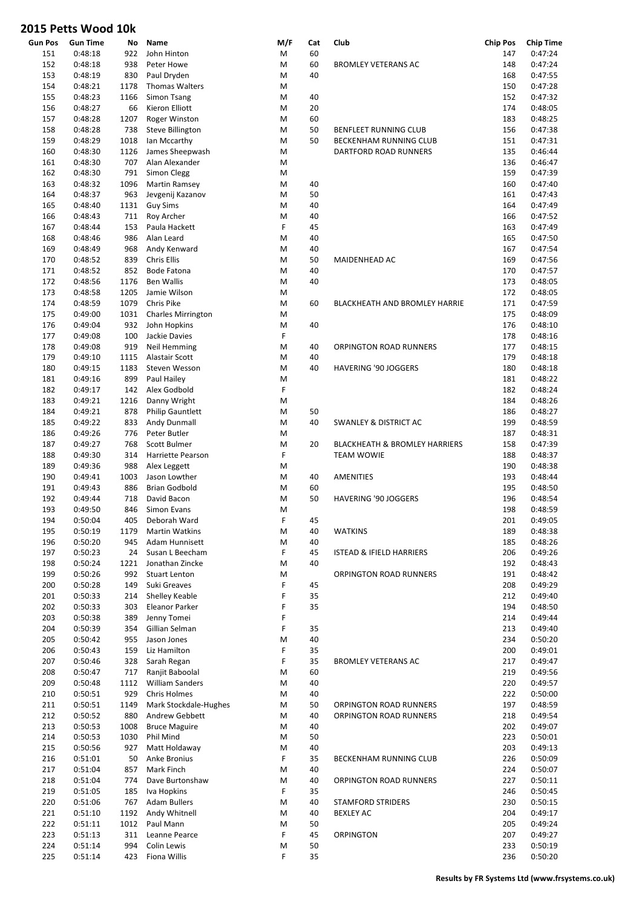# 2015 Petts Wood 10k

| Gun Pos | Gun Time | No | Name | M/F | Cat | Club | Chip Pos | Chip Time |
|---|---|---|---|---|---|---|---|---|
| 151 | 0:48:18 | 922 | John Hinton | M | 60 | | 147 | 0:47:24 |
| 152 | 0:48:18 | 938 | Peter Howe | M | 60 | BROMLEY VETERANS AC | 148 | 0:47:24 |
| 153 | 0:48:19 | 830 | Paul Dryden | M | 40 | | 168 | 0:47:55 |
| 154 | 0:48:21 | 1178 | Thomas Walters | M | | | 150 | 0:47:28 |
| 155 | 0:48:23 | 1166 | Simon Tsang | M | 40 | | 152 | 0:47:32 |
| 156 | 0:48:27 | 66 | Kieron Elliott | M | 20 | | 174 | 0:48:05 |
| 157 | 0:48:28 | 1207 | Roger Winston | M | 60 | | 183 | 0:48:25 |
| 158 | 0:48:28 | 738 | Steve Billington | M | 50 | BENFLEET RUNNING CLUB | 156 | 0:47:38 |
| 159 | 0:48:29 | 1018 | Ian Mccarthy | M | 50 | BECKENHAM RUNNING CLUB | 151 | 0:47:31 |
| 160 | 0:48:30 | 1126 | James Sheepwash | M | | DARTFORD ROAD RUNNERS | 135 | 0:46:44 |
| 161 | 0:48:30 | 707 | Alan Alexander | M | | | 136 | 0:46:47 |
| 162 | 0:48:30 | 791 | Simon Clegg | M | | | 159 | 0:47:39 |
| 163 | 0:48:32 | 1096 | Martin Ramsey | M | 40 | | 160 | 0:47:40 |
| 164 | 0:48:37 | 963 | Jevgenij Kazanov | M | 50 | | 161 | 0:47:43 |
| 165 | 0:48:40 | 1131 | Guy Sims | M | 40 | | 164 | 0:47:49 |
| 166 | 0:48:43 | 711 | Roy Archer | M | 40 | | 166 | 0:47:52 |
| 167 | 0:48:44 | 153 | Paula Hackett | F | 45 | | 163 | 0:47:49 |
| 168 | 0:48:46 | 986 | Alan Leard | M | 40 | | 165 | 0:47:50 |
| 169 | 0:48:49 | 968 | Andy Kenward | M | 40 | | 167 | 0:47:54 |
| 170 | 0:48:52 | 839 | Chris Ellis | M | 50 | MAIDENHEAD AC | 169 | 0:47:56 |
| 171 | 0:48:52 | 852 | Bode Fatona | M | 40 | | 170 | 0:47:57 |
| 172 | 0:48:56 | 1176 | Ben Wallis | M | 40 | | 173 | 0:48:05 |
| 173 | 0:48:58 | 1205 | Jamie Wilson | M | | | 172 | 0:48:05 |
| 174 | 0:48:59 | 1079 | Chris Pike | M | 60 | BLACKHEATH AND BROMLEY HARRIE | 171 | 0:47:59 |
| 175 | 0:49:00 | 1031 | Charles Mirrington | M | | | 175 | 0:48:09 |
| 176 | 0:49:04 | 932 | John Hopkins | M | 40 | | 176 | 0:48:10 |
| 177 | 0:49:08 | 100 | Jackie Davies | F | | | 178 | 0:48:16 |
| 178 | 0:49:08 | 919 | Neil Hemming | M | 40 | ORPINGTON ROAD RUNNERS | 177 | 0:48:15 |
| 179 | 0:49:10 | 1115 | Alastair Scott | M | 40 | | 179 | 0:48:18 |
| 180 | 0:49:15 | 1183 | Steven Wesson | M | 40 | HAVERING '90 JOGGERS | 180 | 0:48:18 |
| 181 | 0:49:16 | 899 | Paul Hailey | M | | | 181 | 0:48:22 |
| 182 | 0:49:17 | 142 | Alex Godbold | F | | | 182 | 0:48:24 |
| 183 | 0:49:21 | 1216 | Danny Wright | M | | | 184 | 0:48:26 |
| 184 | 0:49:21 | 878 | Philip Gauntlett | M | 50 | | 186 | 0:48:27 |
| 185 | 0:49:22 | 833 | Andy Dunmall | M | 40 | SWANLEY & DISTRICT AC | 199 | 0:48:59 |
| 186 | 0:49:26 | 776 | Peter Butler | M | | | 187 | 0:48:31 |
| 187 | 0:49:27 | 768 | Scott Bulmer | M | 20 | BLACKHEATH & BROMLEY HARRIERS | 158 | 0:47:39 |
| 188 | 0:49:30 | 314 | Harriette Pearson | F | | TEAM WOWIE | 188 | 0:48:37 |
| 189 | 0:49:36 | 988 | Alex Leggett | M | | | 190 | 0:48:38 |
| 190 | 0:49:41 | 1003 | Jason Lowther | M | 40 | AMENITIES | 193 | 0:48:44 |
| 191 | 0:49:43 | 886 | Brian Godbold | M | 60 | | 195 | 0:48:50 |
| 192 | 0:49:44 | 718 | David Bacon | M | 50 | HAVERING '90 JOGGERS | 196 | 0:48:54 |
| 193 | 0:49:50 | 846 | Simon Evans | M | | | 198 | 0:48:59 |
| 194 | 0:50:04 | 405 | Deborah Ward | F | 45 | | 201 | 0:49:05 |
| 195 | 0:50:19 | 1179 | Martin Watkins | M | 40 | WATKINS | 189 | 0:48:38 |
| 196 | 0:50:20 | 945 | Adam Hunnisett | M | 40 | | 185 | 0:48:26 |
| 197 | 0:50:23 | 24 | Susan L Beecham | F | 45 | ISTEAD & IFIELD HARRIERS | 206 | 0:49:26 |
| 198 | 0:50:24 | 1221 | Jonathan Zincke | M | 40 | | 192 | 0:48:43 |
| 199 | 0:50:26 | 992 | Stuart Lenton | M | | ORPINGTON ROAD RUNNERS | 191 | 0:48:42 |
| 200 | 0:50:28 | 149 | Suki Greaves | F | 45 | | 208 | 0:49:29 |
| 201 | 0:50:33 | 214 | Shelley Keable | F | 35 | | 212 | 0:49:40 |
| 202 | 0:50:33 | 303 | Eleanor Parker | F | 35 | | 194 | 0:48:50 |
| 203 | 0:50:38 | 389 | Jenny Tomei | F | | | 214 | 0:49:44 |
| 204 | 0:50:39 | 354 | Gillian Selman | F | 35 | | 213 | 0:49:40 |
| 205 | 0:50:42 | 955 | Jason Jones | M | 40 | | 234 | 0:50:20 |
| 206 | 0:50:43 | 159 | Liz Hamilton | F | 35 | | 200 | 0:49:01 |
| 207 | 0:50:46 | 328 | Sarah Regan | F | 35 | BROMLEY VETERANS AC | 217 | 0:49:47 |
| 208 | 0:50:47 | 717 | Ranjit Baboolal | M | 60 | | 219 | 0:49:56 |
| 209 | 0:50:48 | 1112 | William Sanders | M | 40 | | 220 | 0:49:57 |
| 210 | 0:50:51 | 929 | Chris Holmes | M | 40 | | 222 | 0:50:00 |
| 211 | 0:50:51 | 1149 | Mark Stockdale-Hughes | M | 50 | ORPINGTON ROAD RUNNERS | 197 | 0:48:59 |
| 212 | 0:50:52 | 880 | Andrew Gebbett | M | 40 | ORPINGTON ROAD RUNNERS | 218 | 0:49:54 |
| 213 | 0:50:53 | 1008 | Bruce Maguire | M | 40 | | 202 | 0:49:07 |
| 214 | 0:50:53 | 1030 | Phil Mind | M | 50 | | 223 | 0:50:01 |
| 215 | 0:50:56 | 927 | Matt Holdaway | M | 40 | | 203 | 0:49:13 |
| 216 | 0:51:01 | 50 | Anke Bronius | F | 35 | BECKENHAM RUNNING CLUB | 226 | 0:50:09 |
| 217 | 0:51:04 | 857 | Mark Finch | M | 40 | | 224 | 0:50:07 |
| 218 | 0:51:04 | 774 | Dave Burtonshaw | M | 40 | ORPINGTON ROAD RUNNERS | 227 | 0:50:11 |
| 219 | 0:51:05 | 185 | Iva Hopkins | F | 35 | | 246 | 0:50:45 |
| 220 | 0:51:06 | 767 | Adam Bullers | M | 40 | STAMFORD STRIDERS | 230 | 0:50:15 |
| 221 | 0:51:10 | 1192 | Andy Whitnell | M | 40 | BEXLEY AC | 204 | 0:49:17 |
| 222 | 0:51:11 | 1012 | Paul Mann | M | 50 | | 205 | 0:49:24 |
| 223 | 0:51:13 | 311 | Leanne Pearce | F | 45 | ORPINGTON | 207 | 0:49:27 |
| 224 | 0:51:14 | 994 | Colin Lewis | M | 50 | | 233 | 0:50:19 |
| 225 | 0:51:14 | 423 | Fiona Willis | F | 35 | | 236 | 0:50:20 |

Results by FR Systems Ltd (www.frsystems.co.uk)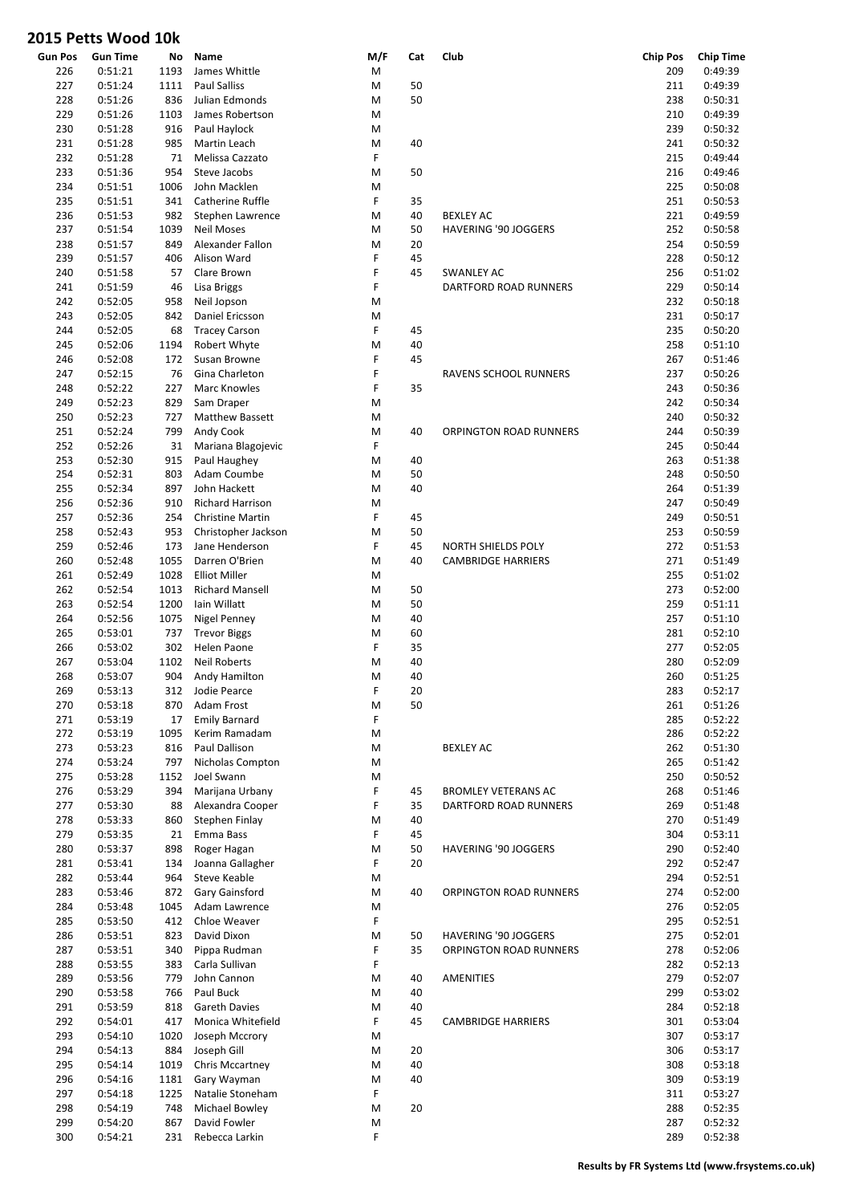# 2015 Petts Wood 10k

| Gun Pos | Gun Time | No | Name | M/F | Cat | Club | Chip Pos | Chip Time |
|---|---|---|---|---|---|---|---|---|
| 226 | 0:51:21 | 1193 | James Whittle | M | | | 209 | 0:49:39 |
| 227 | 0:51:24 | 1111 | Paul Salliss | M | 50 | | 211 | 0:49:39 |
| 228 | 0:51:26 | 836 | Julian Edmonds | M | 50 | | 238 | 0:50:31 |
| 229 | 0:51:26 | 1103 | James Robertson | M | | | 210 | 0:49:39 |
| 230 | 0:51:28 | 916 | Paul Haylock | M | | | 239 | 0:50:32 |
| 231 | 0:51:28 | 985 | Martin Leach | M | 40 | | 241 | 0:50:32 |
| 232 | 0:51:28 | 71 | Melissa Cazzato | F | | | 215 | 0:49:44 |
| 233 | 0:51:36 | 954 | Steve Jacobs | M | 50 | | 216 | 0:49:46 |
| 234 | 0:51:51 | 1006 | John Macklen | M | | | 225 | 0:50:08 |
| 235 | 0:51:51 | 341 | Catherine Ruffle | F | 35 | | 251 | 0:50:53 |
| 236 | 0:51:53 | 982 | Stephen Lawrence | M | 40 | BEXLEY AC | 221 | 0:49:59 |
| 237 | 0:51:54 | 1039 | Neil Moses | M | 50 | HAVERING '90 JOGGERS | 252 | 0:50:58 |
| 238 | 0:51:57 | 849 | Alexander Fallon | M | 20 | | 254 | 0:50:59 |
| 239 | 0:51:57 | 406 | Alison Ward | F | 45 | | 228 | 0:50:12 |
| 240 | 0:51:58 | 57 | Clare Brown | F | 45 | SWANLEY AC | 256 | 0:51:02 |
| 241 | 0:51:59 | 46 | Lisa Briggs | F | | DARTFORD ROAD RUNNERS | 229 | 0:50:14 |
| 242 | 0:52:05 | 958 | Neil Jopson | M | | | 232 | 0:50:18 |
| 243 | 0:52:05 | 842 | Daniel Ericsson | M | | | 231 | 0:50:17 |
| 244 | 0:52:05 | 68 | Tracey Carson | F | 45 | | 235 | 0:50:20 |
| 245 | 0:52:06 | 1194 | Robert Whyte | M | 40 | | 258 | 0:51:10 |
| 246 | 0:52:08 | 172 | Susan Browne | F | 45 | | 267 | 0:51:46 |
| 247 | 0:52:15 | 76 | Gina Charleton | F | | RAVENS SCHOOL RUNNERS | 237 | 0:50:26 |
| 248 | 0:52:22 | 227 | Marc Knowles | F | 35 | | 243 | 0:50:36 |
| 249 | 0:52:23 | 829 | Sam Draper | M | | | 242 | 0:50:34 |
| 250 | 0:52:23 | 727 | Matthew Bassett | M | | | 240 | 0:50:32 |
| 251 | 0:52:24 | 799 | Andy Cook | M | 40 | ORPINGTON ROAD RUNNERS | 244 | 0:50:39 |
| 252 | 0:52:26 | 31 | Mariana Blagojevic | F | | | 245 | 0:50:44 |
| 253 | 0:52:30 | 915 | Paul Haughey | M | 40 | | 263 | 0:51:38 |
| 254 | 0:52:31 | 803 | Adam Coumbe | M | 50 | | 248 | 0:50:50 |
| 255 | 0:52:34 | 897 | John Hackett | M | 40 | | 264 | 0:51:39 |
| 256 | 0:52:36 | 910 | Richard Harrison | M | | | 247 | 0:50:49 |
| 257 | 0:52:36 | 254 | Christine Martin | F | 45 | | 249 | 0:50:51 |
| 258 | 0:52:43 | 953 | Christopher Jackson | M | 50 | | 253 | 0:50:59 |
| 259 | 0:52:46 | 173 | Jane Henderson | F | 45 | NORTH SHIELDS POLY | 272 | 0:51:53 |
| 260 | 0:52:48 | 1055 | Darren O'Brien | M | 40 | CAMBRIDGE HARRIERS | 271 | 0:51:49 |
| 261 | 0:52:49 | 1028 | Elliot Miller | M | | | 255 | 0:51:02 |
| 262 | 0:52:54 | 1013 | Richard Mansell | M | 50 | | 273 | 0:52:00 |
| 263 | 0:52:54 | 1200 | Iain Willatt | M | 50 | | 259 | 0:51:11 |
| 264 | 0:52:56 | 1075 | Nigel Penney | M | 40 | | 257 | 0:51:10 |
| 265 | 0:53:01 | 737 | Trevor Biggs | M | 60 | | 281 | 0:52:10 |
| 266 | 0:53:02 | 302 | Helen Paone | F | 35 | | 277 | 0:52:05 |
| 267 | 0:53:04 | 1102 | Neil Roberts | M | 40 | | 280 | 0:52:09 |
| 268 | 0:53:07 | 904 | Andy Hamilton | M | 40 | | 260 | 0:51:25 |
| 269 | 0:53:13 | 312 | Jodie Pearce | F | 20 | | 283 | 0:52:17 |
| 270 | 0:53:18 | 870 | Adam Frost | M | 50 | | 261 | 0:51:26 |
| 271 | 0:53:19 | 17 | Emily Barnard | F | | | 285 | 0:52:22 |
| 272 | 0:53:19 | 1095 | Kerim Ramadam | M | | | 286 | 0:52:22 |
| 273 | 0:53:23 | 816 | Paul Dallison | M | | BEXLEY AC | 262 | 0:51:30 |
| 274 | 0:53:24 | 797 | Nicholas Compton | M | | | 265 | 0:51:42 |
| 275 | 0:53:28 | 1152 | Joel Swann | M | | | 250 | 0:50:52 |
| 276 | 0:53:29 | 394 | Marijana Urbany | F | 45 | BROMLEY VETERANS AC | 268 | 0:51:46 |
| 277 | 0:53:30 | 88 | Alexandra Cooper | F | 35 | DARTFORD ROAD RUNNERS | 269 | 0:51:48 |
| 278 | 0:53:33 | 860 | Stephen Finlay | M | 40 | | 270 | 0:51:49 |
| 279 | 0:53:35 | 21 | Emma Bass | F | 45 | | 304 | 0:53:11 |
| 280 | 0:53:37 | 898 | Roger Hagan | M | 50 | HAVERING '90 JOGGERS | 290 | 0:52:40 |
| 281 | 0:53:41 | 134 | Joanna Gallagher | F | 20 | | 292 | 0:52:47 |
| 282 | 0:53:44 | 964 | Steve Keable | M | | | 294 | 0:52:51 |
| 283 | 0:53:46 | 872 | Gary Gainsford | M | 40 | ORPINGTON ROAD RUNNERS | 274 | 0:52:00 |
| 284 | 0:53:48 | 1045 | Adam Lawrence | M | | | 276 | 0:52:05 |
| 285 | 0:53:50 | 412 | Chloe Weaver | F | | | 295 | 0:52:51 |
| 286 | 0:53:51 | 823 | David Dixon | M | 50 | HAVERING '90 JOGGERS | 275 | 0:52:01 |
| 287 | 0:53:51 | 340 | Pippa Rudman | F | 35 | ORPINGTON ROAD RUNNERS | 278 | 0:52:06 |
| 288 | 0:53:55 | 383 | Carla Sullivan | F | | | 282 | 0:52:13 |
| 289 | 0:53:56 | 779 | John Cannon | M | 40 | AMENITIES | 279 | 0:52:07 |
| 290 | 0:53:58 | 766 | Paul Buck | M | 40 | | 299 | 0:53:02 |
| 291 | 0:53:59 | 818 | Gareth Davies | M | 40 | | 284 | 0:52:18 |
| 292 | 0:54:01 | 417 | Monica Whitefield | F | 45 | CAMBRIDGE HARRIERS | 301 | 0:53:04 |
| 293 | 0:54:10 | 1020 | Joseph Mccrory | M | | | 307 | 0:53:17 |
| 294 | 0:54:13 | 884 | Joseph Gill | M | 20 | | 306 | 0:53:17 |
| 295 | 0:54:14 | 1019 | Chris Mccartney | M | 40 | | 308 | 0:53:18 |
| 296 | 0:54:16 | 1181 | Gary Wayman | M | 40 | | 309 | 0:53:19 |
| 297 | 0:54:18 | 1225 | Natalie Stoneham | F | | | 311 | 0:53:27 |
| 298 | 0:54:19 | 748 | Michael Bowley | M | 20 | | 288 | 0:52:35 |
| 299 | 0:54:20 | 867 | David Fowler | M | | | 287 | 0:52:32 |
| 300 | 0:54:21 | 231 | Rebecca Larkin | F | | | 289 | 0:52:38 |

**Results by FR Systems Ltd (www.frsystems.co.uk)**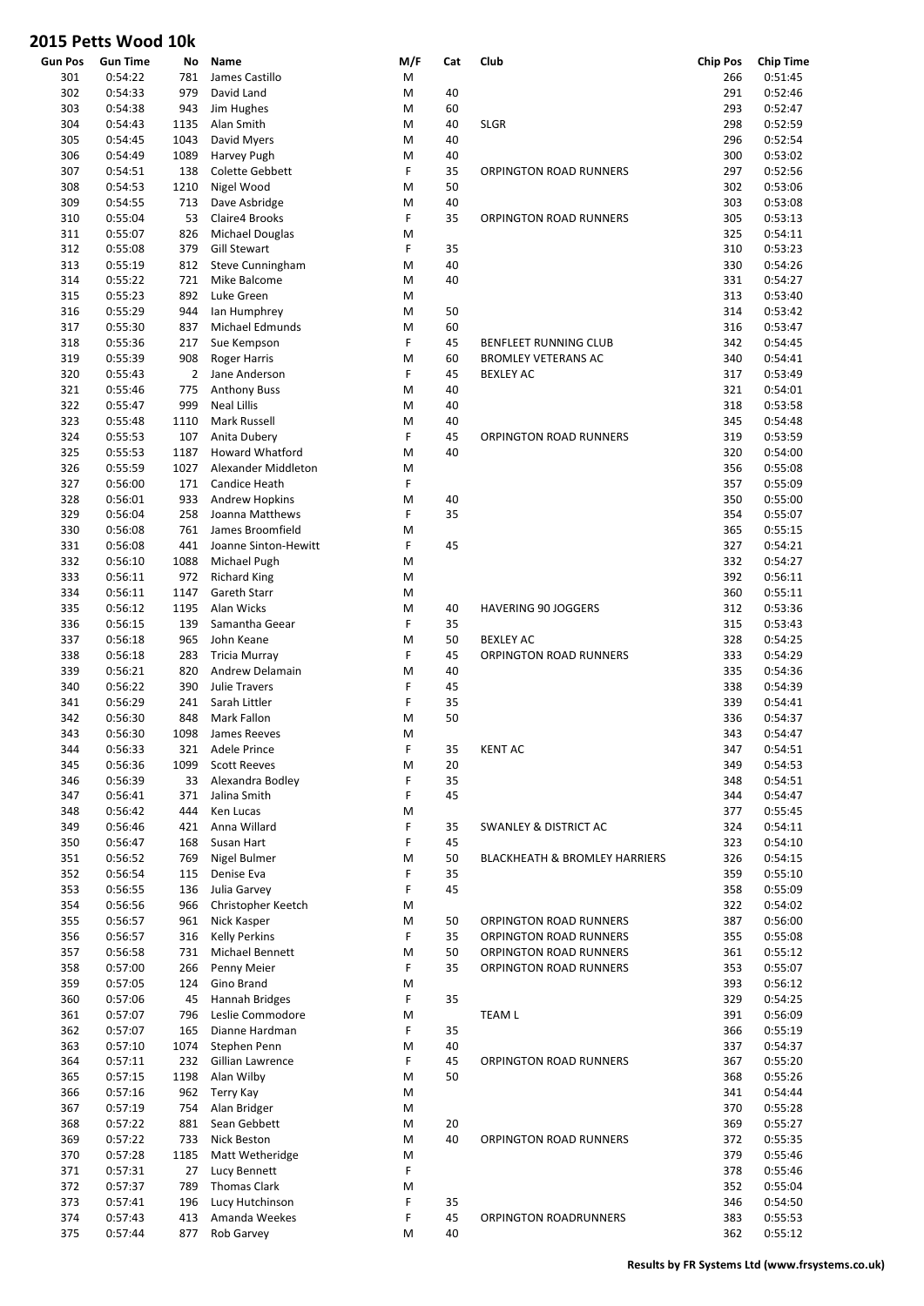# 2015 Petts Wood 10k

| Gun Pos | Gun Time | No | Name | M/F | Cat | Club | Chip Pos | Chip Time |
|---|---|---|---|---|---|---|---|---|
| 301 | 0:54:22 | 781 | James Castillo | M | | | 266 | 0:51:45 |
| 302 | 0:54:33 | 979 | David Land | M | 40 | | 291 | 0:52:46 |
| 303 | 0:54:38 | 943 | Jim Hughes | M | 60 | | 293 | 0:52:47 |
| 304 | 0:54:43 | 1135 | Alan Smith | M | 40 | SLGR | 298 | 0:52:59 |
| 305 | 0:54:45 | 1043 | David Myers | M | 40 | | 296 | 0:52:54 |
| 306 | 0:54:49 | 1089 | Harvey Pugh | M | 40 | | 300 | 0:53:02 |
| 307 | 0:54:51 | 138 | Colette Gebbett | F | 35 | ORPINGTON ROAD RUNNERS | 297 | 0:52:56 |
| 308 | 0:54:53 | 1210 | Nigel Wood | M | 50 | | 302 | 0:53:06 |
| 309 | 0:54:55 | 713 | Dave Asbridge | M | 40 | | 303 | 0:53:08 |
| 310 | 0:55:04 | 53 | Claire4 Brooks | F | 35 | ORPINGTON ROAD RUNNERS | 305 | 0:53:13 |
| 311 | 0:55:07 | 826 | Michael Douglas | M | | | 325 | 0:54:11 |
| 312 | 0:55:08 | 379 | Gill Stewart | F | 35 | | 310 | 0:53:23 |
| 313 | 0:55:19 | 812 | Steve Cunningham | M | 40 | | 330 | 0:54:26 |
| 314 | 0:55:22 | 721 | Mike Balcome | M | 40 | | 331 | 0:54:27 |
| 315 | 0:55:23 | 892 | Luke Green | M | | | 313 | 0:53:40 |
| 316 | 0:55:29 | 944 | Ian Humphrey | M | 50 | | 314 | 0:53:42 |
| 317 | 0:55:30 | 837 | Michael Edmunds | M | 60 | | 316 | 0:53:47 |
| 318 | 0:55:36 | 217 | Sue Kempson | F | 45 | BENFLEET RUNNING CLUB | 342 | 0:54:45 |
| 319 | 0:55:39 | 908 | Roger Harris | M | 60 | BROMLEY VETERANS AC | 340 | 0:54:41 |
| 320 | 0:55:43 | 2 | Jane Anderson | F | 45 | BEXLEY AC | 317 | 0:53:49 |
| 321 | 0:55:46 | 775 | Anthony Buss | M | 40 | | 321 | 0:54:01 |
| 322 | 0:55:47 | 999 | Neal Lillis | M | 40 | | 318 | 0:53:58 |
| 323 | 0:55:48 | 1110 | Mark Russell | M | 40 | | 345 | 0:54:48 |
| 324 | 0:55:53 | 107 | Anita Dubery | F | 45 | ORPINGTON ROAD RUNNERS | 319 | 0:53:59 |
| 325 | 0:55:53 | 1187 | Howard Whatford | M | 40 | | 320 | 0:54:00 |
| 326 | 0:55:59 | 1027 | Alexander Middleton | M | | | 356 | 0:55:08 |
| 327 | 0:56:00 | 171 | Candice Heath | F | | | 357 | 0:55:09 |
| 328 | 0:56:01 | 933 | Andrew Hopkins | M | 40 | | 350 | 0:55:00 |
| 329 | 0:56:04 | 258 | Joanna Matthews | F | 35 | | 354 | 0:55:07 |
| 330 | 0:56:08 | 761 | James Broomfield | M | | | 365 | 0:55:15 |
| 331 | 0:56:08 | 441 | Joanne Sinton-Hewitt | F | 45 | | 327 | 0:54:21 |
| 332 | 0:56:10 | 1088 | Michael Pugh | M | | | 332 | 0:54:27 |
| 333 | 0:56:11 | 972 | Richard King | M | | | 392 | 0:56:11 |
| 334 | 0:56:11 | 1147 | Gareth Starr | M | | | 360 | 0:55:11 |
| 335 | 0:56:12 | 1195 | Alan Wicks | M | 40 | HAVERING 90 JOGGERS | 312 | 0:53:36 |
| 336 | 0:56:15 | 139 | Samantha Geear | F | 35 | | 315 | 0:53:43 |
| 337 | 0:56:18 | 965 | John Keane | M | 50 | BEXLEY AC | 328 | 0:54:25 |
| 338 | 0:56:18 | 283 | Tricia Murray | F | 45 | ORPINGTON ROAD RUNNERS | 333 | 0:54:29 |
| 339 | 0:56:21 | 820 | Andrew Delamain | M | 40 | | 335 | 0:54:36 |
| 340 | 0:56:22 | 390 | Julie Travers | F | 45 | | 338 | 0:54:39 |
| 341 | 0:56:29 | 241 | Sarah Littler | F | 35 | | 339 | 0:54:41 |
| 342 | 0:56:30 | 848 | Mark Fallon | M | 50 | | 336 | 0:54:37 |
| 343 | 0:56:30 | 1098 | James Reeves | M | | | 343 | 0:54:47 |
| 344 | 0:56:33 | 321 | Adele Prince | F | 35 | KENT AC | 347 | 0:54:51 |
| 345 | 0:56:36 | 1099 | Scott Reeves | M | 20 | | 349 | 0:54:53 |
| 346 | 0:56:39 | 33 | Alexandra Bodley | F | 35 | | 348 | 0:54:51 |
| 347 | 0:56:41 | 371 | Jalina Smith | F | 45 | | 344 | 0:54:47 |
| 348 | 0:56:42 | 444 | Ken Lucas | M | | | 377 | 0:55:45 |
| 349 | 0:56:46 | 421 | Anna Willard | F | 35 | SWANLEY & DISTRICT AC | 324 | 0:54:11 |
| 350 | 0:56:47 | 168 | Susan Hart | F | 45 | | 323 | 0:54:10 |
| 351 | 0:56:52 | 769 | Nigel Bulmer | M | 50 | BLACKHEATH & BROMLEY HARRIERS | 326 | 0:54:15 |
| 352 | 0:56:54 | 115 | Denise Eva | F | 35 | | 359 | 0:55:10 |
| 353 | 0:56:55 | 136 | Julia Garvey | F | 45 | | 358 | 0:55:09 |
| 354 | 0:56:56 | 966 | Christopher Keetch | M | | | 322 | 0:54:02 |
| 355 | 0:56:57 | 961 | Nick Kasper | M | 50 | ORPINGTON ROAD RUNNERS | 387 | 0:56:00 |
| 356 | 0:56:57 | 316 | Kelly Perkins | F | 35 | ORPINGTON ROAD RUNNERS | 355 | 0:55:08 |
| 357 | 0:56:58 | 731 | Michael Bennett | M | 50 | ORPINGTON ROAD RUNNERS | 361 | 0:55:12 |
| 358 | 0:57:00 | 266 | Penny Meier | F | 35 | ORPINGTON ROAD RUNNERS | 353 | 0:55:07 |
| 359 | 0:57:05 | 124 | Gino Brand | M | | | 393 | 0:56:12 |
| 360 | 0:57:06 | 45 | Hannah Bridges | F | 35 | | 329 | 0:54:25 |
| 361 | 0:57:07 | 796 | Leslie Commodore | M | | TEAM L | 391 | 0:56:09 |
| 362 | 0:57:07 | 165 | Dianne Hardman | F | 35 | | 366 | 0:55:19 |
| 363 | 0:57:10 | 1074 | Stephen Penn | M | 40 | | 337 | 0:54:37 |
| 364 | 0:57:11 | 232 | Gillian Lawrence | F | 45 | ORPINGTON ROAD RUNNERS | 367 | 0:55:20 |
| 365 | 0:57:15 | 1198 | Alan Wilby | M | 50 | | 368 | 0:55:26 |
| 366 | 0:57:16 | 962 | Terry Kay | M | | | 341 | 0:54:44 |
| 367 | 0:57:19 | 754 | Alan Bridger | M | | | 370 | 0:55:28 |
| 368 | 0:57:22 | 881 | Sean Gebbett | M | 20 | | 369 | 0:55:27 |
| 369 | 0:57:22 | 733 | Nick Beston | M | 40 | ORPINGTON ROAD RUNNERS | 372 | 0:55:35 |
| 370 | 0:57:28 | 1185 | Matt Wetheridge | M | | | 379 | 0:55:46 |
| 371 | 0:57:31 | 27 | Lucy Bennett | F | | | 378 | 0:55:46 |
| 372 | 0:57:37 | 789 | Thomas Clark | M | | | 352 | 0:55:04 |
| 373 | 0:57:41 | 196 | Lucy Hutchinson | F | 35 | | 346 | 0:54:50 |
| 374 | 0:57:43 | 413 | Amanda Weekes | F | 45 | ORPINGTON ROADRUNNERS | 383 | 0:55:53 |
| 375 | 0:57:44 | 877 | Rob Garvey | M | 40 | | 362 | 0:55:12 |

**Results by FR Systems Ltd (www.frsystems.co.uk)**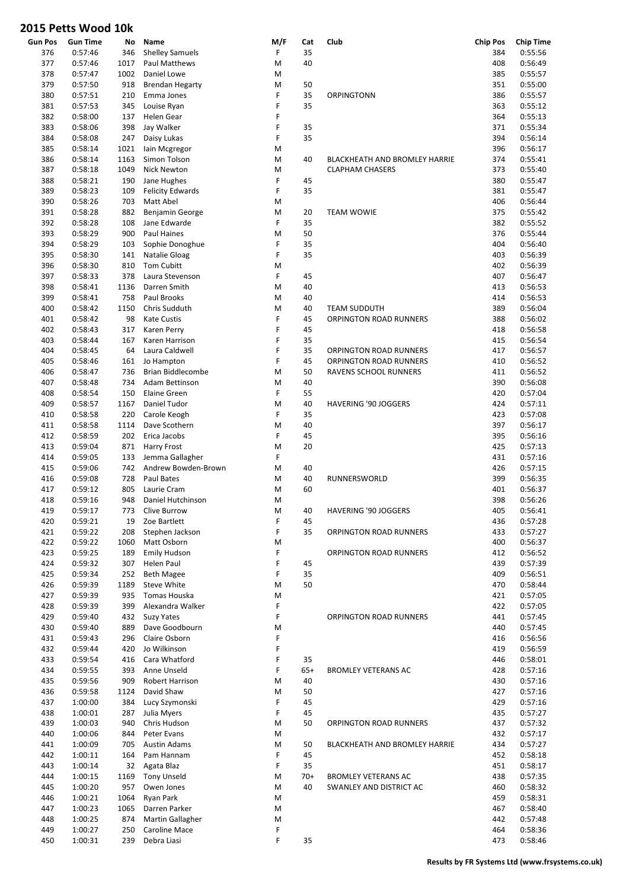# 2015 Petts Wood 10k

| Gun Pos | Gun Time | No | Name | M/F | Cat | Club | Chip Pos | Chip Time |
|---|---|---|---|---|---|---|---|---|
| 376 | 0:57:46 | 346 | Shelley Samuels | F | 35 | | 384 | 0:55:56 |
| 377 | 0:57:46 | 1017 | Paul Matthews | M | 40 | | 408 | 0:56:49 |
| 378 | 0:57:47 | 1002 | Daniel Lowe | M | | | 385 | 0:55:57 |
| 379 | 0:57:50 | 918 | Brendan Hegarty | M | 50 | | 351 | 0:55:00 |
| 380 | 0:57:51 | 210 | Emma Jones | F | 35 | ORPINGTONN | 386 | 0:55:57 |
| 381 | 0:57:53 | 345 | Louise Ryan | F | 35 | | 363 | 0:55:12 |
| 382 | 0:58:00 | 137 | Helen Gear | F | | | 364 | 0:55:13 |
| 383 | 0:58:06 | 398 | Jay Walker | F | 35 | | 371 | 0:55:34 |
| 384 | 0:58:08 | 247 | Daisy Lukas | F | 35 | | 394 | 0:56:14 |
| 385 | 0:58:14 | 1021 | Iain Mcgregor | M | | | 396 | 0:56:17 |
| 386 | 0:58:14 | 1163 | Simon Tolson | M | 40 | BLACKHEATH AND BROMLEY HARRIE | 374 | 0:55:41 |
| 387 | 0:58:18 | 1049 | Nick Newton | M | | CLAPHAM CHASERS | 373 | 0:55:40 |
| 388 | 0:58:21 | 190 | Jane Hughes | F | 45 | | 380 | 0:55:47 |
| 389 | 0:58:23 | 109 | Felicity Edwards | F | 35 | | 381 | 0:55:47 |
| 390 | 0:58:26 | 703 | Matt Abel | M | | | 406 | 0:56:44 |
| 391 | 0:58:28 | 882 | Benjamin George | M | 20 | TEAM WOWIE | 375 | 0:55:42 |
| 392 | 0:58:28 | 108 | Jane Edwarde | F | 35 | | 382 | 0:55:52 |
| 393 | 0:58:29 | 900 | Paul Haines | M | 50 | | 376 | 0:55:44 |
| 394 | 0:58:29 | 103 | Sophie Donoghue | F | 35 | | 404 | 0:56:40 |
| 395 | 0:58:30 | 141 | Natalie Gloag | F | 35 | | 403 | 0:56:39 |
| 396 | 0:58:30 | 810 | Tom Cubitt | M | | | 402 | 0:56:39 |
| 397 | 0:58:33 | 378 | Laura Stevenson | F | 45 | | 407 | 0:56:47 |
| 398 | 0:58:41 | 1136 | Darren Smith | M | 40 | | 413 | 0:56:53 |
| 399 | 0:58:41 | 758 | Paul Brooks | M | 40 | | 414 | 0:56:53 |
| 400 | 0:58:42 | 1150 | Chris Sudduth | M | 40 | TEAM SUDDUTH | 389 | 0:56:04 |
| 401 | 0:58:42 | 98 | Kate Custis | F | 45 | ORPINGTON ROAD RUNNERS | 388 | 0:56:02 |
| 402 | 0:58:43 | 317 | Karen Perry | F | 45 | | 418 | 0:56:58 |
| 403 | 0:58:44 | 167 | Karen Harrison | F | 35 | | 415 | 0:56:54 |
| 404 | 0:58:45 | 64 | Laura Caldwell | F | 35 | ORPINGTON ROAD RUNNERS | 417 | 0:56:57 |
| 405 | 0:58:46 | 161 | Jo Hampton | F | 45 | ORPINGTON ROAD RUNNERS | 410 | 0:56:52 |
| 406 | 0:58:47 | 736 | Brian Biddlecombe | M | 50 | RAVENS SCHOOL RUNNERS | 411 | 0:56:52 |
| 407 | 0:58:48 | 734 | Adam Bettinson | M | 40 | | 390 | 0:56:08 |
| 408 | 0:58:54 | 150 | Elaine Green | F | 55 | | 420 | 0:57:04 |
| 409 | 0:58:57 | 1167 | Daniel Tudor | M | 40 | HAVERING '90 JOGGERS | 424 | 0:57:11 |
| 410 | 0:58:58 | 220 | Carole Keogh | F | 35 | | 423 | 0:57:08 |
| 411 | 0:58:58 | 1114 | Dave Scothern | M | 40 | | 397 | 0:56:17 |
| 412 | 0:58:59 | 202 | Erica Jacobs | F | 45 | | 395 | 0:56:16 |
| 413 | 0:59:04 | 871 | Harry Frost | M | 20 | | 425 | 0:57:13 |
| 414 | 0:59:05 | 133 | Jemma Gallagher | F | | | 431 | 0:57:16 |
| 415 | 0:59:06 | 742 | Andrew Bowden-Brown | M | 40 | | 426 | 0:57:15 |
| 416 | 0:59:08 | 728 | Paul Bates | M | 40 | RUNNERSWORLD | 399 | 0:56:35 |
| 417 | 0:59:12 | 805 | Laurie Cram | M | 60 | | 401 | 0:56:37 |
| 418 | 0:59:16 | 948 | Daniel Hutchinson | M | | | 398 | 0:56:26 |
| 419 | 0:59:17 | 773 | Clive Burrow | M | 40 | HAVERING '90 JOGGERS | 405 | 0:56:41 |
| 420 | 0:59:21 | 19 | Zoe Bartlett | F | 45 | | 436 | 0:57:28 |
| 421 | 0:59:22 | 208 | Stephen Jackson | F | 35 | ORPINGTON ROAD RUNNERS | 433 | 0:57:27 |
| 422 | 0:59:22 | 1060 | Matt Osborn | M | | | 400 | 0:56:37 |
| 423 | 0:59:25 | 189 | Emily Hudson | F | | ORPINGTON ROAD RUNNERS | 412 | 0:56:52 |
| 424 | 0:59:32 | 307 | Helen Paul | F | 45 | | 439 | 0:57:39 |
| 425 | 0:59:34 | 252 | Beth Magee | F | 35 | | 409 | 0:56:51 |
| 426 | 0:59:39 | 1189 | Steve White | M | 50 | | 470 | 0:58:44 |
| 427 | 0:59:39 | 935 | Tomas Houska | M | | | 421 | 0:57:05 |
| 428 | 0:59:39 | 399 | Alexandra Walker | F | | | 422 | 0:57:05 |
| 429 | 0:59:40 | 432 | Suzy Yates | F | | ORPINGTON ROAD RUNNERS | 441 | 0:57:45 |
| 430 | 0:59:40 | 889 | Dave Goodbourn | M | | | 440 | 0:57:45 |
| 431 | 0:59:43 | 296 | Claire Osborn | F | | | 416 | 0:56:56 |
| 432 | 0:59:44 | 420 | Jo Wilkinson | F | | | 419 | 0:56:59 |
| 433 | 0:59:54 | 416 | Cara Whatford | F | 35 | | 446 | 0:58:01 |
| 434 | 0:59:55 | 393 | Anne Unseld | F | 65+ | BROMLEY VETERANS AC | 428 | 0:57:16 |
| 435 | 0:59:56 | 909 | Robert Harrison | M | 40 | | 430 | 0:57:16 |
| 436 | 0:59:58 | 1124 | David Shaw | M | 50 | | 427 | 0:57:16 |
| 437 | 1:00:00 | 384 | Lucy Szymonski | F | 45 | | 429 | 0:57:16 |
| 438 | 1:00:01 | 287 | Julia Myers | F | 45 | | 435 | 0:57:27 |
| 439 | 1:00:03 | 940 | Chris Hudson | M | 50 | ORPINGTON ROAD RUNNERS | 437 | 0:57:32 |
| 440 | 1:00:06 | 844 | Peter Evans | M | | | 432 | 0:57:17 |
| 441 | 1:00:09 | 705 | Austin Adams | M | 50 | BLACKHEATH AND BROMLEY HARRIE | 434 | 0:57:27 |
| 442 | 1:00:11 | 164 | Pam Hannam | F | 45 | | 452 | 0:58:18 |
| 443 | 1:00:14 | 32 | Agata Blaz | F | 35 | | 451 | 0:58:17 |
| 444 | 1:00:15 | 1169 | Tony Unseld | M | 70+ | BROMLEY VETERANS AC | 438 | 0:57:35 |
| 445 | 1:00:20 | 957 | Owen Jones | M | 40 | SWANLEY AND DISTRICT AC | 460 | 0:58:32 |
| 446 | 1:00:21 | 1064 | Ryan Park | M | | | 459 | 0:58:31 |
| 447 | 1:00:23 | 1065 | Darren Parker | M | | | 467 | 0:58:40 |
| 448 | 1:00:25 | 874 | Martin Gallagher | M | | | 442 | 0:57:48 |
| 449 | 1:00:27 | 250 | Caroline Mace | F | | | 464 | 0:58:36 |
| 450 | 1:00:31 | 239 | Debra Liasi | F | 35 | | 473 | 0:58:46 |

**Results by FR Systems Ltd (www.frsystems.co.uk)**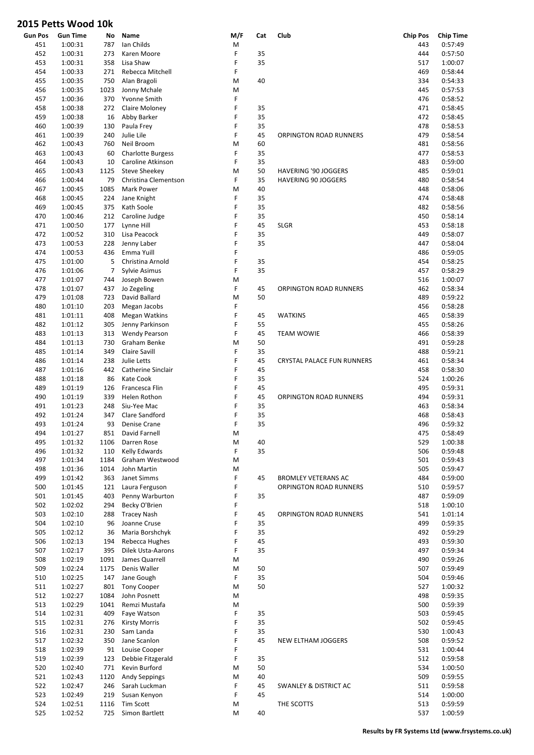# 2015 Petts Wood 10k

| Gun Pos | Gun Time | No | Name | M/F | Cat | Club | Chip Pos | Chip Time |
|---|---|---|---|---|---|---|---|---|
| 451 | 1:00:31 | 787 | Ian Childs | M | | | 443 | 0:57:49 |
| 452 | 1:00:31 | 273 | Karen Moore | F | 35 | | 444 | 0:57:50 |
| 453 | 1:00:31 | 358 | Lisa Shaw | F | 35 | | 517 | 1:00:07 |
| 454 | 1:00:33 | 271 | Rebecca Mitchell | F | | | 469 | 0:58:44 |
| 455 | 1:00:35 | 750 | Alan Bragoli | M | 40 | | 334 | 0:54:33 |
| 456 | 1:00:35 | 1023 | Jonny Mchale | M | | | 445 | 0:57:53 |
| 457 | 1:00:36 | 370 | Yvonne Smith | F | | | 476 | 0:58:52 |
| 458 | 1:00:38 | 272 | Claire Moloney | F | 35 | | 471 | 0:58:45 |
| 459 | 1:00:38 | 16 | Abby Barker | F | 35 | | 472 | 0:58:45 |
| 460 | 1:00:39 | 130 | Paula Frey | F | 35 | | 478 | 0:58:53 |
| 461 | 1:00:39 | 240 | Julie Lile | F | 45 | ORPINGTON ROAD RUNNERS | 479 | 0:58:54 |
| 462 | 1:00:43 | 760 | Neil Broom | M | 60 | | 481 | 0:58:56 |
| 463 | 1:00:43 | 60 | Charlotte Burgess | F | 35 | | 477 | 0:58:53 |
| 464 | 1:00:43 | 10 | Caroline Atkinson | F | 35 | | 483 | 0:59:00 |
| 465 | 1:00:43 | 1125 | Steve Sheekey | M | 50 | HAVERING '90 JOGGERS | 485 | 0:59:01 |
| 466 | 1:00:44 | 79 | Christina Clementson | F | 35 | HAVERING 90 JOGGERS | 480 | 0:58:54 |
| 467 | 1:00:45 | 1085 | Mark Power | M | 40 | | 448 | 0:58:06 |
| 468 | 1:00:45 | 224 | Jane Knight | F | 35 | | 474 | 0:58:48 |
| 469 | 1:00:45 | 375 | Kath Soole | F | 35 | | 482 | 0:58:56 |
| 470 | 1:00:46 | 212 | Caroline Judge | F | 35 | | 450 | 0:58:14 |
| 471 | 1:00:50 | 177 | Lynne Hill | F | 45 | SLGR | 453 | 0:58:18 |
| 472 | 1:00:52 | 310 | Lisa Peacock | F | 35 | | 449 | 0:58:07 |
| 473 | 1:00:53 | 228 | Jenny Laber | F | 35 | | 447 | 0:58:04 |
| 474 | 1:00:53 | 436 | Emma Yuill | F | | | 486 | 0:59:05 |
| 475 | 1:01:00 | 5 | Christina Arnold | F | 35 | | 454 | 0:58:25 |
| 476 | 1:01:06 | 7 | Sylvie Asimus | F | 35 | | 457 | 0:58:29 |
| 477 | 1:01:07 | 744 | Joseph Bowen | M | | | 516 | 1:00:07 |
| 478 | 1:01:07 | 437 | Jo Zegeling | F | 45 | ORPINGTON ROAD RUNNERS | 462 | 0:58:34 |
| 479 | 1:01:08 | 723 | David Ballard | M | 50 | | 489 | 0:59:22 |
| 480 | 1:01:10 | 203 | Megan Jacobs | F | | | 456 | 0:58:28 |
| 481 | 1:01:11 | 408 | Megan Watkins | F | 45 | WATKINS | 465 | 0:58:39 |
| 482 | 1:01:12 | 305 | Jenny Parkinson | F | 55 | | 455 | 0:58:26 |
| 483 | 1:01:13 | 313 | Wendy Pearson | F | 45 | TEAM WOWIE | 466 | 0:58:39 |
| 484 | 1:01:13 | 730 | Graham Benke | M | 50 | | 491 | 0:59:28 |
| 485 | 1:01:14 | 349 | Claire Savill | F | 35 | | 488 | 0:59:21 |
| 486 | 1:01:14 | 238 | Julie Letts | F | 45 | CRYSTAL PALACE FUN RUNNERS | 461 | 0:58:34 |
| 487 | 1:01:16 | 442 | Catherine Sinclair | F | 45 | | 458 | 0:58:30 |
| 488 | 1:01:18 | 86 | Kate Cook | F | 35 | | 524 | 1:00:26 |
| 489 | 1:01:19 | 126 | Francesca Flin | F | 45 | | 495 | 0:59:31 |
| 490 | 1:01:19 | 339 | Helen Rothon | F | 45 | ORPINGTON ROAD RUNNERS | 494 | 0:59:31 |
| 491 | 1:01:23 | 248 | Siu-Yee Mac | F | 35 | | 463 | 0:58:34 |
| 492 | 1:01:24 | 347 | Clare Sandford | F | 35 | | 468 | 0:58:43 |
| 493 | 1:01:24 | 93 | Denise Crane | F | 35 | | 496 | 0:59:32 |
| 494 | 1:01:27 | 851 | David Farnell | M | | | 475 | 0:58:49 |
| 495 | 1:01:32 | 1106 | Darren Rose | M | 40 | | 529 | 1:00:38 |
| 496 | 1:01:32 | 110 | Kelly Edwards | F | 35 | | 506 | 0:59:48 |
| 497 | 1:01:34 | 1184 | Graham Westwood | M | | | 501 | 0:59:43 |
| 498 | 1:01:36 | 1014 | John Martin | M | | | 505 | 0:59:47 |
| 499 | 1:01:42 | 363 | Janet Simms | F | 45 | BROMLEY VETERANS AC | 484 | 0:59:00 |
| 500 | 1:01:45 | 121 | Laura Ferguson | F | | ORPINGTON ROAD RUNNERS | 510 | 0:59:57 |
| 501 | 1:01:45 | 403 | Penny Warburton | F | 35 | | 487 | 0:59:09 |
| 502 | 1:02:02 | 294 | Becky O'Brien | F | | | 518 | 1:00:10 |
| 503 | 1:02:10 | 288 | Tracey Nash | F | 45 | ORPINGTON ROAD RUNNERS | 541 | 1:01:14 |
| 504 | 1:02:10 | 96 | Joanne Cruse | F | 35 | | 499 | 0:59:35 |
| 505 | 1:02:12 | 36 | Maria Borshchyk | F | 35 | | 492 | 0:59:29 |
| 506 | 1:02:13 | 194 | Rebecca Hughes | F | 45 | | 493 | 0:59:30 |
| 507 | 1:02:17 | 395 | Dilek Usta-Aarons | F | 35 | | 497 | 0:59:34 |
| 508 | 1:02:19 | 1091 | James Quarrell | M | | | 490 | 0:59:26 |
| 509 | 1:02:24 | 1175 | Denis Waller | M | 50 | | 507 | 0:59:49 |
| 510 | 1:02:25 | 147 | Jane Gough | F | 35 | | 504 | 0:59:46 |
| 511 | 1:02:27 | 801 | Tony Cooper | M | 50 | | 527 | 1:00:32 |
| 512 | 1:02:27 | 1084 | John Posnett | M | | | 498 | 0:59:35 |
| 513 | 1:02:29 | 1041 | Remzi Mustafa | M | | | 500 | 0:59:39 |
| 514 | 1:02:31 | 409 | Faye Watson | F | 35 | | 503 | 0:59:45 |
| 515 | 1:02:31 | 276 | Kirsty Morris | F | 35 | | 502 | 0:59:45 |
| 516 | 1:02:31 | 230 | Sam Landa | F | 35 | | 530 | 1:00:43 |
| 517 | 1:02:32 | 350 | Jane Scanlon | F | 45 | NEW ELTHAM JOGGERS | 508 | 0:59:52 |
| 518 | 1:02:39 | 91 | Louise Cooper | F | | | 531 | 1:00:44 |
| 519 | 1:02:39 | 123 | Debbie Fitzgerald | F | 35 | | 512 | 0:59:58 |
| 520 | 1:02:40 | 771 | Kevin Burford | M | 50 | | 534 | 1:00:50 |
| 521 | 1:02:43 | 1120 | Andy Seppings | M | 40 | | 509 | 0:59:55 |
| 522 | 1:02:47 | 246 | Sarah Luckman | F | 45 | SWANLEY & DISTRICT AC | 511 | 0:59:58 |
| 523 | 1:02:49 | 219 | Susan Kenyon | F | 45 | | 514 | 1:00:00 |
| 524 | 1:02:51 | 1116 | Tim Scott | M | | THE SCOTTS | 513 | 0:59:59 |
| 525 | 1:02:52 | 725 | Simon Bartlett | M | 40 | | 537 | 1:00:59 |

**Results by FR Systems Ltd (www.frsystems.co.uk)**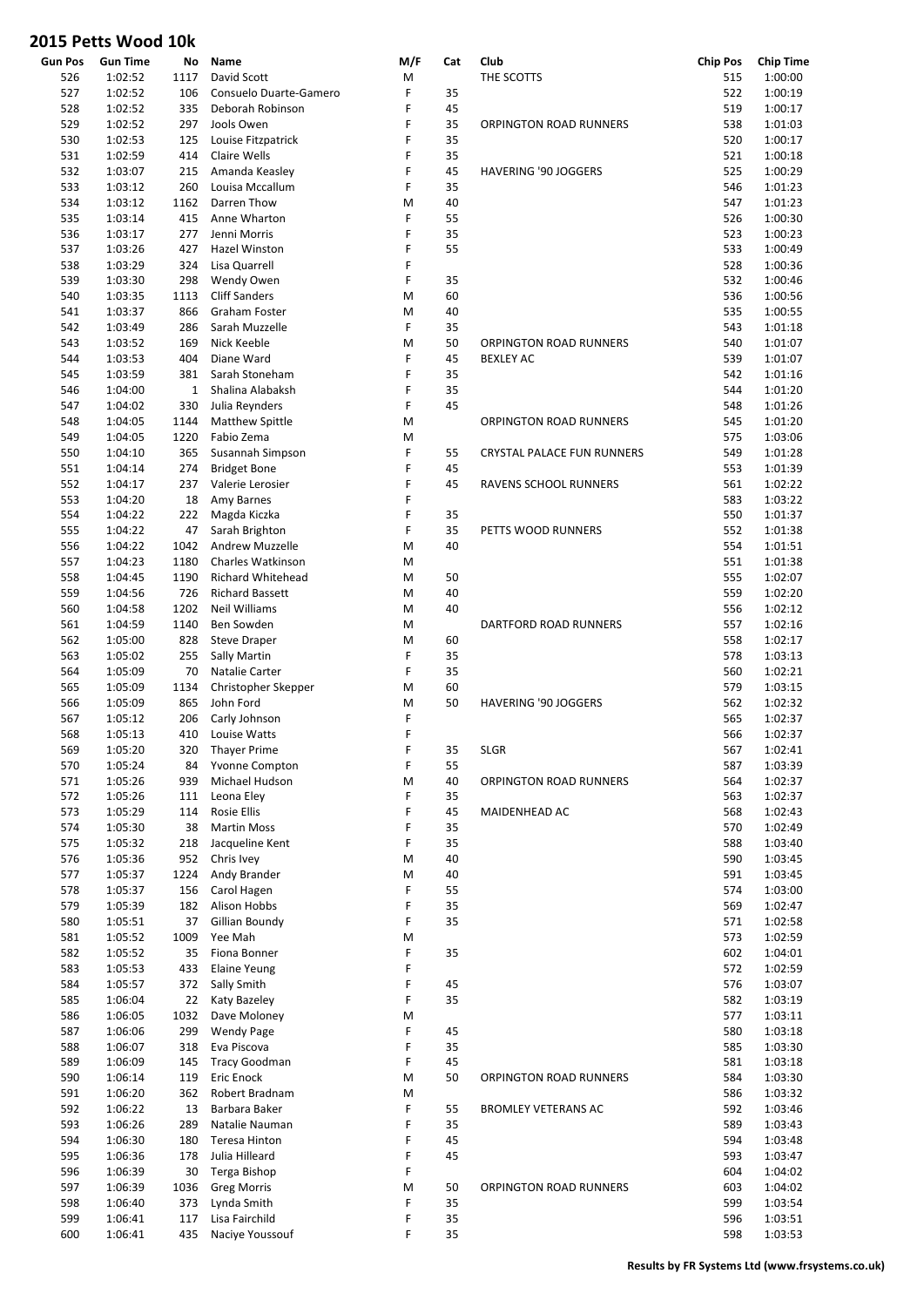## 2015 Petts Wood 10k

| Gun Pos | Gun Time | No | Name | M/F | Cat | Club | Chip Pos | Chip Time |
|---|---|---|---|---|---|---|---|---|
| 526 | 1:02:52 | 1117 | David Scott | M | | THE SCOTTS | 515 | 1:00:00 |
| 527 | 1:02:52 | 106 | Consuelo Duarte-Gamero | F | 35 | | 522 | 1:00:19 |
| 528 | 1:02:52 | 335 | Deborah Robinson | F | 45 | | 519 | 1:00:17 |
| 529 | 1:02:52 | 297 | Jools Owen | F | 35 | ORPINGTON ROAD RUNNERS | 538 | 1:01:03 |
| 530 | 1:02:53 | 125 | Louise Fitzpatrick | F | 35 | | 520 | 1:00:17 |
| 531 | 1:02:59 | 414 | Claire Wells | F | 35 | | 521 | 1:00:18 |
| 532 | 1:03:07 | 215 | Amanda Keasley | F | 45 | HAVERING '90 JOGGERS | 525 | 1:00:29 |
| 533 | 1:03:12 | 260 | Louisa Mccallum | F | 35 | | 546 | 1:01:23 |
| 534 | 1:03:12 | 1162 | Darren Thow | M | 40 | | 547 | 1:01:23 |
| 535 | 1:03:14 | 415 | Anne Wharton | F | 55 | | 526 | 1:00:30 |
| 536 | 1:03:17 | 277 | Jenni Morris | F | 35 | | 523 | 1:00:23 |
| 537 | 1:03:26 | 427 | Hazel Winston | F | 55 | | 533 | 1:00:49 |
| 538 | 1:03:29 | 324 | Lisa Quarrell | F | | | 528 | 1:00:36 |
| 539 | 1:03:30 | 298 | Wendy Owen | F | 35 | | 532 | 1:00:46 |
| 540 | 1:03:35 | 1113 | Cliff Sanders | M | 60 | | 536 | 1:00:56 |
| 541 | 1:03:37 | 866 | Graham Foster | M | 40 | | 535 | 1:00:55 |
| 542 | 1:03:49 | 286 | Sarah Muzzelle | F | 35 | | 543 | 1:01:18 |
| 543 | 1:03:52 | 169 | Nick Keeble | M | 50 | ORPINGTON ROAD RUNNERS | 540 | 1:01:07 |
| 544 | 1:03:53 | 404 | Diane Ward | F | 45 | BEXLEY AC | 539 | 1:01:07 |
| 545 | 1:03:59 | 381 | Sarah Stoneham | F | 35 | | 542 | 1:01:16 |
| 546 | 1:04:00 | 1 | Shalina Alabaksh | F | 35 | | 544 | 1:01:20 |
| 547 | 1:04:02 | 330 | Julia Reynders | F | 45 | | 548 | 1:01:26 |
| 548 | 1:04:05 | 1144 | Matthew Spittle | M | | ORPINGTON ROAD RUNNERS | 545 | 1:01:20 |
| 549 | 1:04:05 | 1220 | Fabio Zema | M | | | 575 | 1:03:06 |
| 550 | 1:04:10 | 365 | Susannah Simpson | F | 55 | CRYSTAL PALACE FUN RUNNERS | 549 | 1:01:28 |
| 551 | 1:04:14 | 274 | Bridget Bone | F | 45 | | 553 | 1:01:39 |
| 552 | 1:04:17 | 237 | Valerie Lerosier | F | 45 | RAVENS SCHOOL RUNNERS | 561 | 1:02:22 |
| 553 | 1:04:20 | 18 | Amy Barnes | F | | | 583 | 1:03:22 |
| 554 | 1:04:22 | 222 | Magda Kiczka | F | 35 | | 550 | 1:01:37 |
| 555 | 1:04:22 | 47 | Sarah Brighton | F | 35 | PETTS WOOD RUNNERS | 552 | 1:01:38 |
| 556 | 1:04:22 | 1042 | Andrew Muzzelle | M | 40 | | 554 | 1:01:51 |
| 557 | 1:04:23 | 1180 | Charles Watkinson | M | | | 551 | 1:01:38 |
| 558 | 1:04:45 | 1190 | Richard Whitehead | M | 50 | | 555 | 1:02:07 |
| 559 | 1:04:56 | 726 | Richard Bassett | M | 40 | | 559 | 1:02:20 |
| 560 | 1:04:58 | 1202 | Neil Williams | M | 40 | | 556 | 1:02:12 |
| 561 | 1:04:59 | 1140 | Ben Sowden | M | | DARTFORD ROAD RUNNERS | 557 | 1:02:16 |
| 562 | 1:05:00 | 828 | Steve Draper | M | 60 | | 558 | 1:02:17 |
| 563 | 1:05:02 | 255 | Sally Martin | F | 35 | | 578 | 1:03:13 |
| 564 | 1:05:09 | 70 | Natalie Carter | F | 35 | | 560 | 1:02:21 |
| 565 | 1:05:09 | 1134 | Christopher Skepper | M | 60 | | 579 | 1:03:15 |
| 566 | 1:05:09 | 865 | John Ford | M | 50 | HAVERING '90 JOGGERS | 562 | 1:02:32 |
| 567 | 1:05:12 | 206 | Carly Johnson | F | | | 565 | 1:02:37 |
| 568 | 1:05:13 | 410 | Louise Watts | F | | | 566 | 1:02:37 |
| 569 | 1:05:20 | 320 | Thayer Prime | F | 35 | SLGR | 567 | 1:02:41 |
| 570 | 1:05:24 | 84 | Yvonne Compton | F | 55 | | 587 | 1:03:39 |
| 571 | 1:05:26 | 939 | Michael Hudson | M | 40 | ORPINGTON ROAD RUNNERS | 564 | 1:02:37 |
| 572 | 1:05:26 | 111 | Leona Eley | F | 35 | | 563 | 1:02:37 |
| 573 | 1:05:29 | 114 | Rosie Ellis | F | 45 | MAIDENHEAD AC | 568 | 1:02:43 |
| 574 | 1:05:30 | 38 | Martin Moss | F | 35 | | 570 | 1:02:49 |
| 575 | 1:05:32 | 218 | Jacqueline Kent | F | 35 | | 588 | 1:03:40 |
| 576 | 1:05:36 | 952 | Chris Ivey | M | 40 | | 590 | 1:03:45 |
| 577 | 1:05:37 | 1224 | Andy Brander | M | 40 | | 591 | 1:03:45 |
| 578 | 1:05:37 | 156 | Carol Hagen | F | 55 | | 574 | 1:03:00 |
| 579 | 1:05:39 | 182 | Alison Hobbs | F | 35 | | 569 | 1:02:47 |
| 580 | 1:05:51 | 37 | Gillian Boundy | F | 35 | | 571 | 1:02:58 |
| 581 | 1:05:52 | 1009 | Yee Mah | M | | | 573 | 1:02:59 |
| 582 | 1:05:52 | 35 | Fiona Bonner | F | 35 | | 602 | 1:04:01 |
| 583 | 1:05:53 | 433 | Elaine Yeung | F | | | 572 | 1:02:59 |
| 584 | 1:05:57 | 372 | Sally Smith | F | 45 | | 576 | 1:03:07 |
| 585 | 1:06:04 | 22 | Katy Bazeley | F | 35 | | 582 | 1:03:19 |
| 586 | 1:06:05 | 1032 | Dave Moloney | M | | | 577 | 1:03:11 |
| 587 | 1:06:06 | 299 | Wendy Page | F | 45 | | 580 | 1:03:18 |
| 588 | 1:06:07 | 318 | Eva Piscova | F | 35 | | 585 | 1:03:30 |
| 589 | 1:06:09 | 145 | Tracy Goodman | F | 45 | | 581 | 1:03:18 |
| 590 | 1:06:14 | 119 | Eric Enock | M | 50 | ORPINGTON ROAD RUNNERS | 584 | 1:03:30 |
| 591 | 1:06:20 | 362 | Robert Bradnam | M | | | 586 | 1:03:32 |
| 592 | 1:06:22 | 13 | Barbara Baker | F | 55 | BROMLEY VETERANS AC | 592 | 1:03:46 |
| 593 | 1:06:26 | 289 | Natalie Nauman | F | 35 | | 589 | 1:03:43 |
| 594 | 1:06:30 | 180 | Teresa Hinton | F | 45 | | 594 | 1:03:48 |
| 595 | 1:06:36 | 178 | Julia Hilleard | F | 45 | | 593 | 1:03:47 |
| 596 | 1:06:39 | 30 | Terga Bishop | F | | | 604 | 1:04:02 |
| 597 | 1:06:39 | 1036 | Greg Morris | M | 50 | ORPINGTON ROAD RUNNERS | 603 | 1:04:02 |
| 598 | 1:06:40 | 373 | Lynda Smith | F | 35 | | 599 | 1:03:54 |
| 599 | 1:06:41 | 117 | Lisa Fairchild | F | 35 | | 596 | 1:03:51 |
| 600 | 1:06:41 | 435 | Naciye Youssouf | F | 35 | | 598 | 1:03:53 |

**Results by FR Systems Ltd (www.frsystems.co.uk)**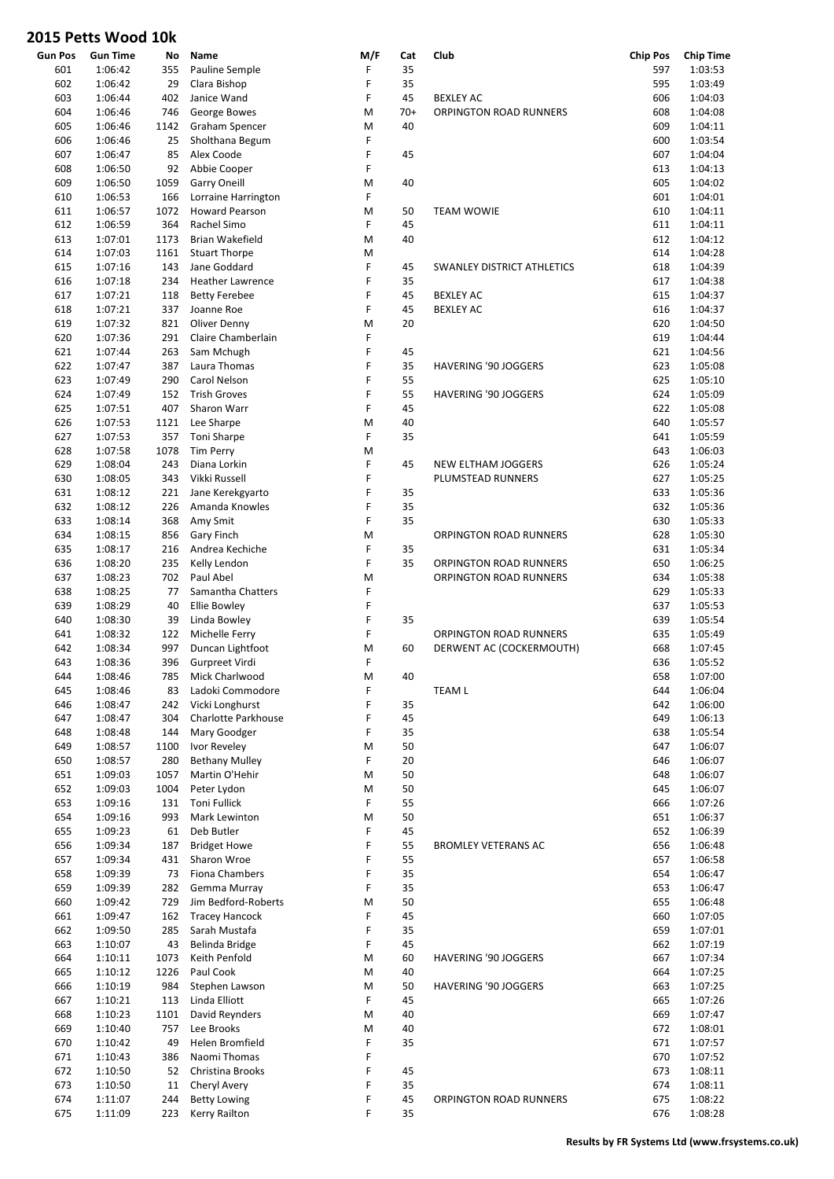## 2015 Petts Wood 10k

| Gun Pos | Gun Time | No | Name | M/F | Cat | Club | Chip Pos | Chip Time |
|---|---|---|---|---|---|---|---|---|
| 601 | 1:06:42 | 355 | Pauline Semple | F | 35 | | 597 | 1:03:53 |
| 602 | 1:06:42 | 29 | Clara Bishop | F | 35 | | 595 | 1:03:49 |
| 603 | 1:06:44 | 402 | Janice Wand | F | 45 | BEXLEY AC | 606 | 1:04:03 |
| 604 | 1:06:46 | 746 | George Bowes | M | 70+ | ORPINGTON ROAD RUNNERS | 608 | 1:04:08 |
| 605 | 1:06:46 | 1142 | Graham Spencer | M | 40 | | 609 | 1:04:11 |
| 606 | 1:06:46 | 25 | Sholthana Begum | F | | | 600 | 1:03:54 |
| 607 | 1:06:47 | 85 | Alex Coode | F | 45 | | 607 | 1:04:04 |
| 608 | 1:06:50 | 92 | Abbie Cooper | F | | | 613 | 1:04:13 |
| 609 | 1:06:50 | 1059 | Garry Oneill | M | 40 | | 605 | 1:04:02 |
| 610 | 1:06:53 | 166 | Lorraine Harrington | F | | | 601 | 1:04:01 |
| 611 | 1:06:57 | 1072 | Howard Pearson | M | 50 | TEAM WOWIE | 610 | 1:04:11 |
| 612 | 1:06:59 | 364 | Rachel Simo | F | 45 | | 611 | 1:04:11 |
| 613 | 1:07:01 | 1173 | Brian Wakefield | M | 40 | | 612 | 1:04:12 |
| 614 | 1:07:03 | 1161 | Stuart Thorpe | M | | | 614 | 1:04:28 |
| 615 | 1:07:16 | 143 | Jane Goddard | F | 45 | SWANLEY DISTRICT ATHLETICS | 618 | 1:04:39 |
| 616 | 1:07:18 | 234 | Heather Lawrence | F | 35 | | 617 | 1:04:38 |
| 617 | 1:07:21 | 118 | Betty Ferebee | F | 45 | BEXLEY AC | 615 | 1:04:37 |
| 618 | 1:07:21 | 337 | Joanne Roe | F | 45 | BEXLEY AC | 616 | 1:04:37 |
| 619 | 1:07:32 | 821 | Oliver Denny | M | 20 | | 620 | 1:04:50 |
| 620 | 1:07:36 | 291 | Claire Chamberlain | F | | | 619 | 1:04:44 |
| 621 | 1:07:44 | 263 | Sam Mchugh | F | 45 | | 621 | 1:04:56 |
| 622 | 1:07:47 | 387 | Laura Thomas | F | 35 | HAVERING '90 JOGGERS | 623 | 1:05:08 |
| 623 | 1:07:49 | 290 | Carol Nelson | F | 55 | | 625 | 1:05:10 |
| 624 | 1:07:49 | 152 | Trish Groves | F | 55 | HAVERING '90 JOGGERS | 624 | 1:05:09 |
| 625 | 1:07:51 | 407 | Sharon Warr | F | 45 | | 622 | 1:05:08 |
| 626 | 1:07:53 | 1121 | Lee Sharpe | M | 40 | | 640 | 1:05:57 |
| 627 | 1:07:53 | 357 | Toni Sharpe | F | 35 | | 641 | 1:05:59 |
| 628 | 1:07:58 | 1078 | Tim Perry | M | | | 643 | 1:06:03 |
| 629 | 1:08:04 | 243 | Diana Lorkin | F | 45 | NEW ELTHAM JOGGERS | 626 | 1:05:24 |
| 630 | 1:08:05 | 343 | Vikki Russell | F | | PLUMSTEAD RUNNERS | 627 | 1:05:25 |
| 631 | 1:08:12 | 221 | Jane Kerekgyarto | F | 35 | | 633 | 1:05:36 |
| 632 | 1:08:12 | 226 | Amanda Knowles | F | 35 | | 632 | 1:05:36 |
| 633 | 1:08:14 | 368 | Amy Smit | F | 35 | | 630 | 1:05:33 |
| 634 | 1:08:15 | 856 | Gary Finch | M | | ORPINGTON ROAD RUNNERS | 628 | 1:05:30 |
| 635 | 1:08:17 | 216 | Andrea Kechiche | F | 35 | | 631 | 1:05:34 |
| 636 | 1:08:20 | 235 | Kelly Lendon | F | 35 | ORPINGTON ROAD RUNNERS | 650 | 1:06:25 |
| 637 | 1:08:23 | 702 | Paul Abel | M | | ORPINGTON ROAD RUNNERS | 634 | 1:05:38 |
| 638 | 1:08:25 | 77 | Samantha Chatters | F | | | 629 | 1:05:33 |
| 639 | 1:08:29 | 40 | Ellie Bowley | F | | | 637 | 1:05:53 |
| 640 | 1:08:30 | 39 | Linda Bowley | F | 35 | | 639 | 1:05:54 |
| 641 | 1:08:32 | 122 | Michelle Ferry | F | | ORPINGTON ROAD RUNNERS | 635 | 1:05:49 |
| 642 | 1:08:34 | 997 | Duncan Lightfoot | M | 60 | DERWENT AC (COCKERMOUTH) | 668 | 1:07:45 |
| 643 | 1:08:36 | 396 | Gurpreet Virdi | F | | | 636 | 1:05:52 |
| 644 | 1:08:46 | 785 | Mick Charlwood | M | 40 | | 658 | 1:07:00 |
| 645 | 1:08:46 | 83 | Ladoki Commodore | F | | TEAM L | 644 | 1:06:04 |
| 646 | 1:08:47 | 242 | Vicki Longhurst | F | 35 | | 642 | 1:06:00 |
| 647 | 1:08:47 | 304 | Charlotte Parkhouse | F | 45 | | 649 | 1:06:13 |
| 648 | 1:08:48 | 144 | Mary Goodger | F | 35 | | 638 | 1:05:54 |
| 649 | 1:08:57 | 1100 | Ivor Reveley | M | 50 | | 647 | 1:06:07 |
| 650 | 1:08:57 | 280 | Bethany Mulley | F | 20 | | 646 | 1:06:07 |
| 651 | 1:09:03 | 1057 | Martin O'Hehir | M | 50 | | 648 | 1:06:07 |
| 652 | 1:09:03 | 1004 | Peter Lydon | M | 50 | | 645 | 1:06:07 |
| 653 | 1:09:16 | 131 | Toni Fullick | F | 55 | | 666 | 1:07:26 |
| 654 | 1:09:16 | 993 | Mark Lewinton | M | 50 | | 651 | 1:06:37 |
| 655 | 1:09:23 | 61 | Deb Butler | F | 45 | | 652 | 1:06:39 |
| 656 | 1:09:34 | 187 | Bridget Howe | F | 55 | BROMLEY VETERANS AC | 656 | 1:06:48 |
| 657 | 1:09:34 | 431 | Sharon Wroe | F | 55 | | 657 | 1:06:58 |
| 658 | 1:09:39 | 73 | Fiona Chambers | F | 35 | | 654 | 1:06:47 |
| 659 | 1:09:39 | 282 | Gemma Murray | F | 35 | | 653 | 1:06:47 |
| 660 | 1:09:42 | 729 | Jim Bedford-Roberts | M | 50 | | 655 | 1:06:48 |
| 661 | 1:09:47 | 162 | Tracey Hancock | F | 45 | | 660 | 1:07:05 |
| 662 | 1:09:50 | 285 | Sarah Mustafa | F | 35 | | 659 | 1:07:01 |
| 663 | 1:10:07 | 43 | Belinda Bridge | F | 45 | | 662 | 1:07:19 |
| 664 | 1:10:11 | 1073 | Keith Penfold | M | 60 | HAVERING '90 JOGGERS | 667 | 1:07:34 |
| 665 | 1:10:12 | 1226 | Paul Cook | M | 40 | | 664 | 1:07:25 |
| 666 | 1:10:19 | 984 | Stephen Lawson | M | 50 | HAVERING '90 JOGGERS | 663 | 1:07:25 |
| 667 | 1:10:21 | 113 | Linda Elliott | F | 45 | | 665 | 1:07:26 |
| 668 | 1:10:23 | 1101 | David Reynders | M | 40 | | 669 | 1:07:47 |
| 669 | 1:10:40 | 757 | Lee Brooks | M | 40 | | 672 | 1:08:01 |
| 670 | 1:10:42 | 49 | Helen Bromfield | F | 35 | | 671 | 1:07:57 |
| 671 | 1:10:43 | 386 | Naomi Thomas | F | | | 670 | 1:07:52 |
| 672 | 1:10:50 | 52 | Christina Brooks | F | 45 | | 673 | 1:08:11 |
| 673 | 1:10:50 | 11 | Cheryl Avery | F | 35 | | 674 | 1:08:11 |
| 674 | 1:11:07 | 244 | Betty Lowing | F | 45 | ORPINGTON ROAD RUNNERS | 675 | 1:08:22 |
| 675 | 1:11:09 | 223 | Kerry Railton | F | 35 | | 676 | 1:08:28 |

**Results by FR Systems Ltd (www.frsystems.co.uk)**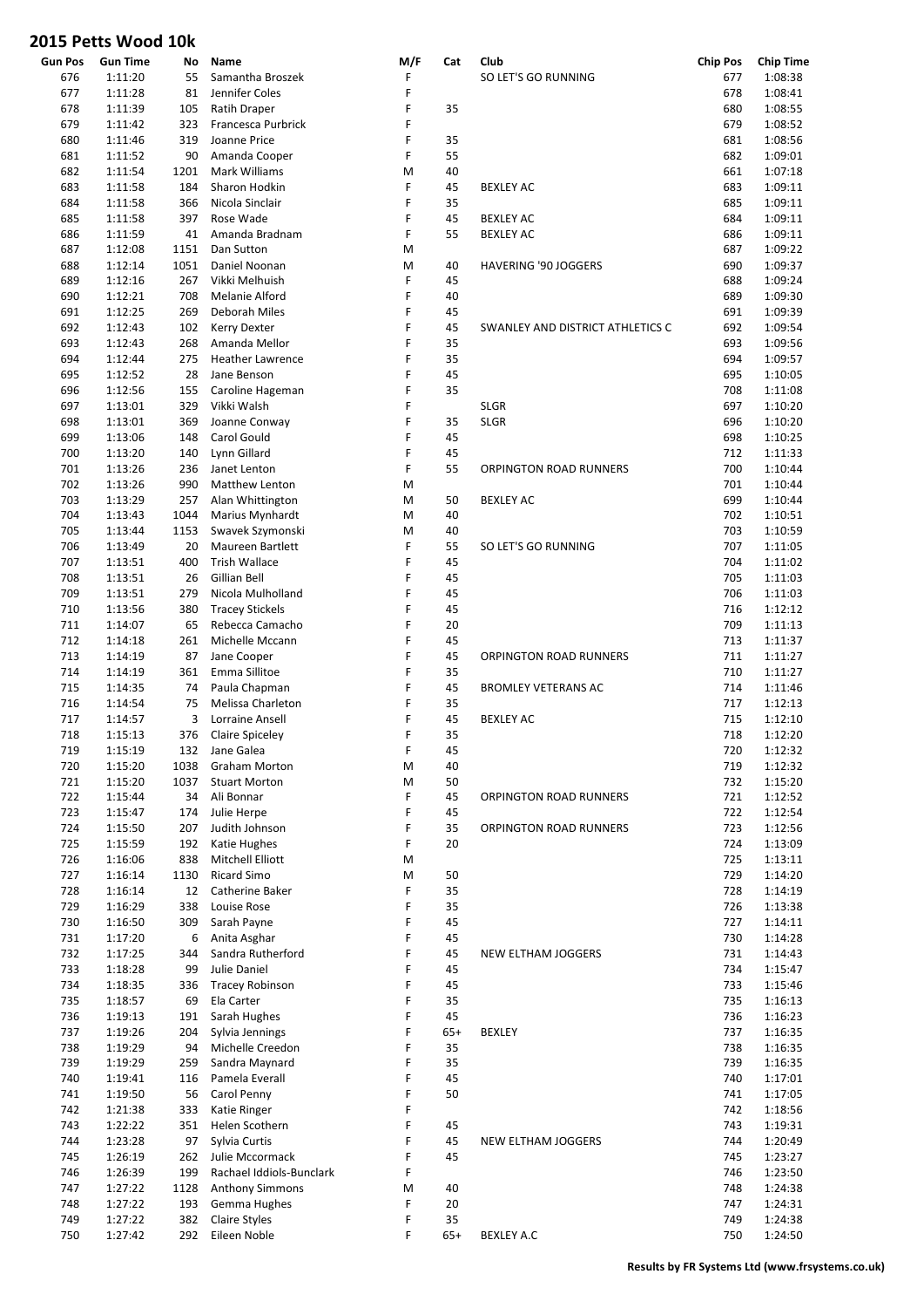## 2015 Petts Wood 10k

| Gun Pos | Gun Time | No | Name | M/F | Cat | Club | Chip Pos | Chip Time |
|---|---|---|---|---|---|---|---|---|
| 676 | 1:11:20 | 55 | Samantha Broszek | F | | SO LET'S GO RUNNING | 677 | 1:08:38 |
| 677 | 1:11:28 | 81 | Jennifer Coles | F | | | 678 | 1:08:41 |
| 678 | 1:11:39 | 105 | Ratih Draper | F | 35 | | 680 | 1:08:55 |
| 679 | 1:11:42 | 323 | Francesca Purbrick | F | | | 679 | 1:08:52 |
| 680 | 1:11:46 | 319 | Joanne Price | F | 35 | | 681 | 1:08:56 |
| 681 | 1:11:52 | 90 | Amanda Cooper | F | 55 | | 682 | 1:09:01 |
| 682 | 1:11:54 | 1201 | Mark Williams | M | 40 | | 661 | 1:07:18 |
| 683 | 1:11:58 | 184 | Sharon Hodkin | F | 45 | BEXLEY AC | 683 | 1:09:11 |
| 684 | 1:11:58 | 366 | Nicola Sinclair | F | 35 | | 685 | 1:09:11 |
| 685 | 1:11:58 | 397 | Rose Wade | F | 45 | BEXLEY AC | 684 | 1:09:11 |
| 686 | 1:11:59 | 41 | Amanda Bradnam | F | 55 | BEXLEY AC | 686 | 1:09:11 |
| 687 | 1:12:08 | 1151 | Dan Sutton | M | | | 687 | 1:09:22 |
| 688 | 1:12:14 | 1051 | Daniel Noonan | M | 40 | HAVERING '90 JOGGERS | 690 | 1:09:37 |
| 689 | 1:12:16 | 267 | Vikki Melhuish | F | 45 | | 688 | 1:09:24 |
| 690 | 1:12:21 | 708 | Melanie Alford | F | 40 | | 689 | 1:09:30 |
| 691 | 1:12:25 | 269 | Deborah Miles | F | 45 | | 691 | 1:09:39 |
| 692 | 1:12:43 | 102 | Kerry Dexter | F | 45 | SWANLEY AND DISTRICT ATHLETICS C | 692 | 1:09:54 |
| 693 | 1:12:43 | 268 | Amanda Mellor | F | 35 | | 693 | 1:09:56 |
| 694 | 1:12:44 | 275 | Heather Lawrence | F | 35 | | 694 | 1:09:57 |
| 695 | 1:12:52 | 28 | Jane Benson | F | 45 | | 695 | 1:10:05 |
| 696 | 1:12:56 | 155 | Caroline Hageman | F | 35 | | 708 | 1:11:08 |
| 697 | 1:13:01 | 329 | Vikki Walsh | F | | SLGR | 697 | 1:10:20 |
| 698 | 1:13:01 | 369 | Joanne Conway | F | 35 | SLGR | 696 | 1:10:20 |
| 699 | 1:13:06 | 148 | Carol Gould | F | 45 | | 698 | 1:10:25 |
| 700 | 1:13:20 | 140 | Lynn Gillard | F | 45 | | 712 | 1:11:33 |
| 701 | 1:13:26 | 236 | Janet Lenton | F | 55 | ORPINGTON ROAD RUNNERS | 700 | 1:10:44 |
| 702 | 1:13:26 | 990 | Matthew Lenton | M | | | 701 | 1:10:44 |
| 703 | 1:13:29 | 257 | Alan Whittington | M | 50 | BEXLEY AC | 699 | 1:10:44 |
| 704 | 1:13:43 | 1044 | Marius Mynhardt | M | 40 | | 702 | 1:10:51 |
| 705 | 1:13:44 | 1153 | Swavek Szymonski | M | 40 | | 703 | 1:10:59 |
| 706 | 1:13:49 | 20 | Maureen Bartlett | F | 55 | SO LET'S GO RUNNING | 707 | 1:11:05 |
| 707 | 1:13:51 | 400 | Trish Wallace | F | 45 | | 704 | 1:11:02 |
| 708 | 1:13:51 | 26 | Gillian Bell | F | 45 | | 705 | 1:11:03 |
| 709 | 1:13:51 | 279 | Nicola Mulholland | F | 45 | | 706 | 1:11:03 |
| 710 | 1:13:56 | 380 | Tracey Stickels | F | 45 | | 716 | 1:12:12 |
| 711 | 1:14:07 | 65 | Rebecca Camacho | F | 20 | | 709 | 1:11:13 |
| 712 | 1:14:18 | 261 | Michelle Mccann | F | 45 | | 713 | 1:11:37 |
| 713 | 1:14:19 | 87 | Jane Cooper | F | 45 | ORPINGTON ROAD RUNNERS | 711 | 1:11:27 |
| 714 | 1:14:19 | 361 | Emma Sillitoe | F | 35 | | 710 | 1:11:27 |
| 715 | 1:14:35 | 74 | Paula Chapman | F | 45 | BROMLEY VETERANS AC | 714 | 1:11:46 |
| 716 | 1:14:54 | 75 | Melissa Charleton | F | 35 | | 717 | 1:12:13 |
| 717 | 1:14:57 | 3 | Lorraine Ansell | F | 45 | BEXLEY AC | 715 | 1:12:10 |
| 718 | 1:15:13 | 376 | Claire Spiceley | F | 35 | | 718 | 1:12:20 |
| 719 | 1:15:19 | 132 | Jane Galea | F | 45 | | 720 | 1:12:32 |
| 720 | 1:15:20 | 1038 | Graham Morton | M | 40 | | 719 | 1:12:32 |
| 721 | 1:15:20 | 1037 | Stuart Morton | M | 50 | | 732 | 1:15:20 |
| 722 | 1:15:44 | 34 | Ali Bonnar | F | 45 | ORPINGTON ROAD RUNNERS | 721 | 1:12:52 |
| 723 | 1:15:47 | 174 | Julie Herpe | F | 45 | | 722 | 1:12:54 |
| 724 | 1:15:50 | 207 | Judith Johnson | F | 35 | ORPINGTON ROAD RUNNERS | 723 | 1:12:56 |
| 725 | 1:15:59 | 192 | Katie Hughes | F | 20 | | 724 | 1:13:09 |
| 726 | 1:16:06 | 838 | Mitchell Elliott | M | | | 725 | 1:13:11 |
| 727 | 1:16:14 | 1130 | Ricard Simo | M | 50 | | 729 | 1:14:20 |
| 728 | 1:16:14 | 12 | Catherine Baker | F | 35 | | 728 | 1:14:19 |
| 729 | 1:16:29 | 338 | Louise Rose | F | 35 | | 726 | 1:13:38 |
| 730 | 1:16:50 | 309 | Sarah Payne | F | 45 | | 727 | 1:14:11 |
| 731 | 1:17:20 | 6 | Anita Asghar | F | 45 | | 730 | 1:14:28 |
| 732 | 1:17:25 | 344 | Sandra Rutherford | F | 45 | NEW ELTHAM JOGGERS | 731 | 1:14:43 |
| 733 | 1:18:28 | 99 | Julie Daniel | F | 45 | | 734 | 1:15:47 |
| 734 | 1:18:35 | 336 | Tracey Robinson | F | 45 | | 733 | 1:15:46 |
| 735 | 1:18:57 | 69 | Ela Carter | F | 35 | | 735 | 1:16:13 |
| 736 | 1:19:13 | 191 | Sarah Hughes | F | 45 | | 736 | 1:16:23 |
| 737 | 1:19:26 | 204 | Sylvia Jennings | F | 65+ | BEXLEY | 737 | 1:16:35 |
| 738 | 1:19:29 | 94 | Michelle Creedon | F | 35 | | 738 | 1:16:35 |
| 739 | 1:19:29 | 259 | Sandra Maynard | F | 35 | | 739 | 1:16:35 |
| 740 | 1:19:41 | 116 | Pamela Everall | F | 45 | | 740 | 1:17:01 |
| 741 | 1:19:50 | 56 | Carol Penny | F | 50 | | 741 | 1:17:05 |
| 742 | 1:21:38 | 333 | Katie Ringer | F | | | 742 | 1:18:56 |
| 743 | 1:22:22 | 351 | Helen Scothern | F | 45 | | 743 | 1:19:31 |
| 744 | 1:23:28 | 97 | Sylvia Curtis | F | 45 | NEW ELTHAM JOGGERS | 744 | 1:20:49 |
| 745 | 1:26:19 | 262 | Julie Mccormack | F | 45 | | 745 | 1:23:27 |
| 746 | 1:26:39 | 199 | Rachael Iddiols-Bunclark | F | | | 746 | 1:23:50 |
| 747 | 1:27:22 | 1128 | Anthony Simmons | M | 40 | | 748 | 1:24:38 |
| 748 | 1:27:22 | 193 | Gemma Hughes | F | 20 | | 747 | 1:24:31 |
| 749 | 1:27:22 | 382 | Claire Styles | F | 35 | | 749 | 1:24:38 |
| 750 | 1:27:42 | 292 | Eileen Noble | F | 65+ | BEXLEY A.C | 750 | 1:24:50 |

**Results by FR Systems Ltd (www.frsystems.co.uk)**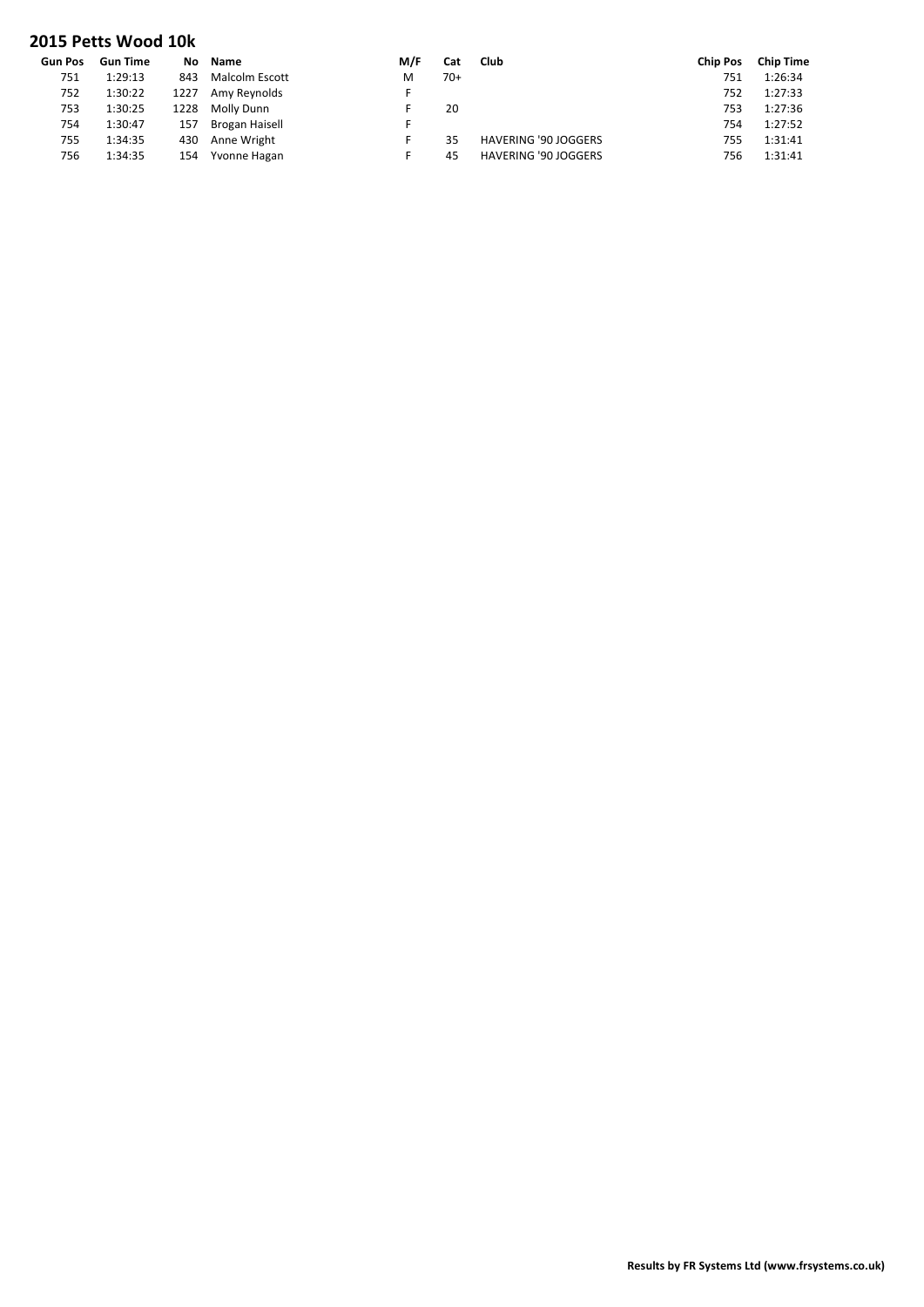## 2015 Petts Wood 10k

| Gun Pos | Gun Time | No | Name | M/F | Cat | Club | Chip Pos | Chip Time |
|---|---|---|---|---|---|---|---|---|
| 751 | 1:29:13 | 843 | Malcolm Escott | M | 70+ | | 751 | 1:26:34 |
| 752 | 1:30:22 | 1227 | Amy Reynolds | F | | | 752 | 1:27:33 |
| 753 | 1:30:25 | 1228 | Molly Dunn | F | 20 | | 753 | 1:27:36 |
| 754 | 1:30:47 | 157 | Brogan Haisell | F | | | 754 | 1:27:52 |
| 755 | 1:34:35 | 430 | Anne Wright | F | 35 | HAVERING '90 JOGGERS | 755 | 1:31:41 |
| 756 | 1:34:35 | 154 | Yvonne Hagan | F | 45 | HAVERING '90 JOGGERS | 756 | 1:31:41 |

**Results by FR Systems Ltd (www.frsystems.co.uk)**